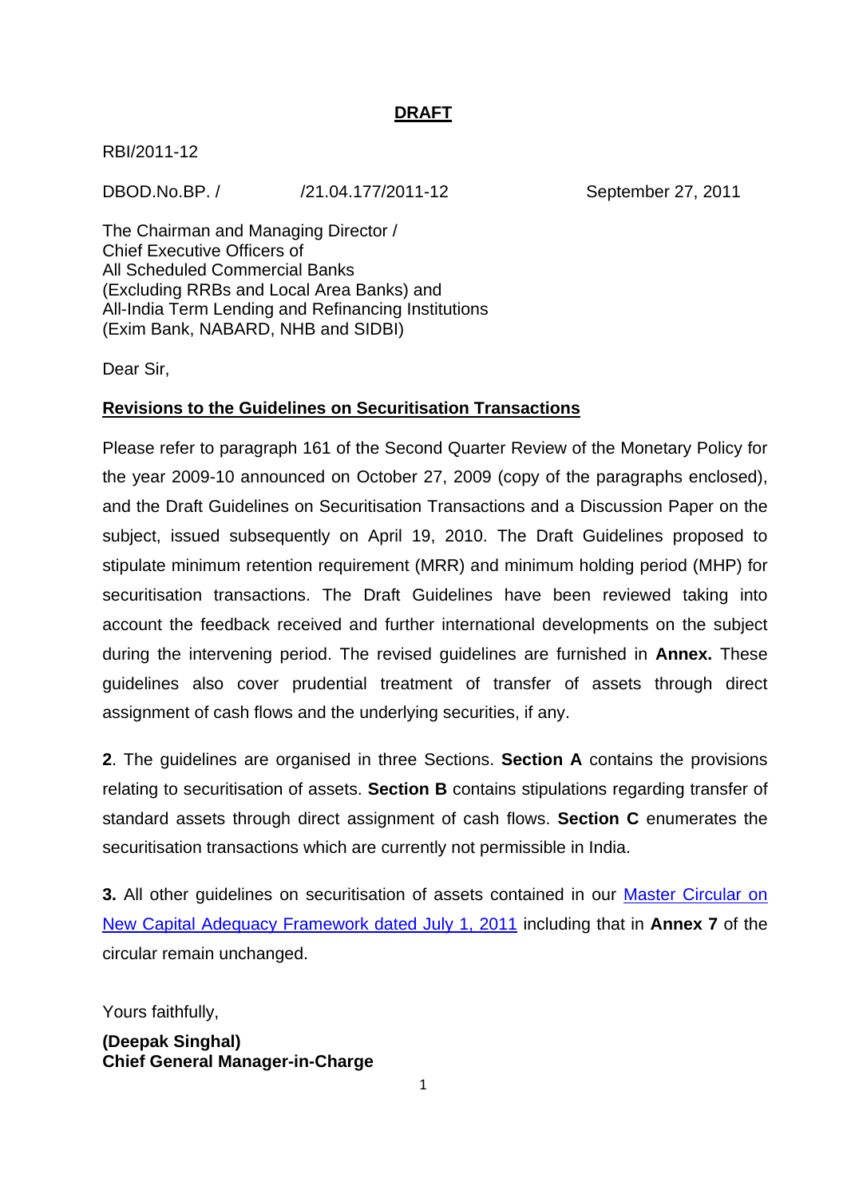**DRAFT**

RBI/2011-12

DBOD.No.BP. / /21.04.177/2011-12 September 27, 2011

The Chairman and Managing Director /
Chief Executive Officers of
All Scheduled Commercial Banks
(Excluding RRBs and Local Area Banks) and
All-India Term Lending and Refinancing Institutions
(Exim Bank, NABARD, NHB and SIDBI)

Dear Sir,

**Revisions to the Guidelines on Securitisation Transactions**

Please refer to paragraph 161 of the Second Quarter Review of the Monetary Policy for the year 2009-10 announced on October 27, 2009 (copy of the paragraphs enclosed), and the Draft Guidelines on Securitisation Transactions and a Discussion Paper on the subject, issued subsequently on April 19, 2010. The Draft Guidelines proposed to stipulate minimum retention requirement (MRR) and minimum holding period (MHP) for securitisation transactions. The Draft Guidelines have been reviewed taking into account the feedback received and further international developments on the subject during the intervening period. The revised guidelines are furnished in **Annex.** These guidelines also cover prudential treatment of transfer of assets through direct assignment of cash flows and the underlying securities, if any.

**2**. The guidelines are organised in three Sections. **Section A** contains the provisions relating to securitisation of assets. **Section B** contains stipulations regarding transfer of standard assets through direct assignment of cash flows. **Section C** enumerates the securitisation transactions which are currently not permissible in India.

**3.** All other guidelines on securitisation of assets contained in our Master Circular on New Capital Adequacy Framework dated July 1, 2011 including that in **Annex 7** of the circular remain unchanged.

Yours faithfully,

**(Deepak Singhal)**
**Chief General Manager-in-Charge**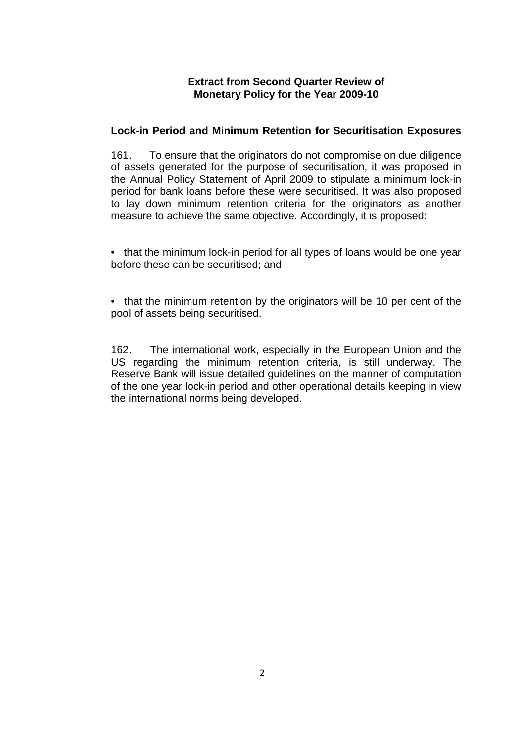**Extract from Second Quarter Review of Monetary Policy for the Year 2009-10**

**Lock-in Period and Minimum Retention for Securitisation Exposures**

161. To ensure that the originators do not compromise on due diligence of assets generated for the purpose of securitisation, it was proposed in the Annual Policy Statement of April 2009 to stipulate a minimum lock-in period for bank loans before these were securitised. It was also proposed to lay down minimum retention criteria for the originators as another measure to achieve the same objective. Accordingly, it is proposed:

- that the minimum lock-in period for all types of loans would be one year before these can be securitised; and

- that the minimum retention by the originators will be 10 per cent of the pool of assets being securitised.

162. The international work, especially in the European Union and the US regarding the minimum retention criteria, is still underway. The Reserve Bank will issue detailed guidelines on the manner of computation of the one year lock-in period and other operational details keeping in view the international norms being developed.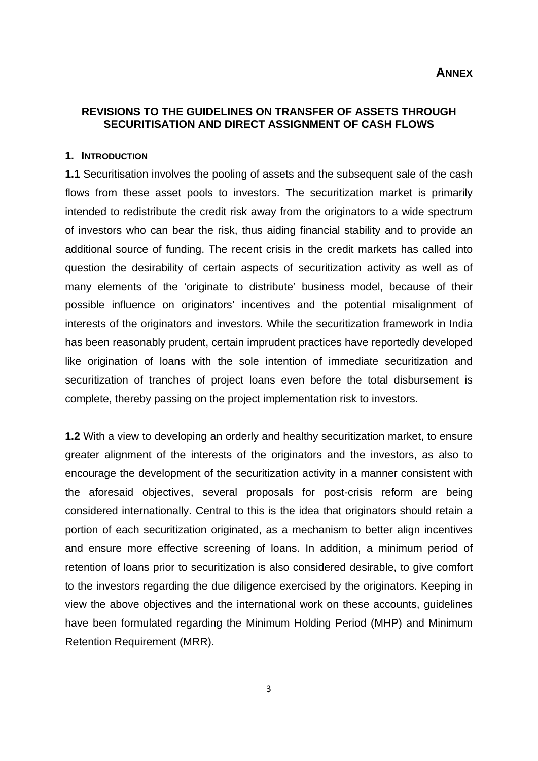**ANNEX**

## REVISIONS TO THE GUIDELINES ON TRANSFER OF ASSETS THROUGH SECURITISATION AND DIRECT ASSIGNMENT OF CASH FLOWS

### 1. INTRODUCTION

**1.1** Securitisation involves the pooling of assets and the subsequent sale of the cash flows from these asset pools to investors. The securitization market is primarily intended to redistribute the credit risk away from the originators to a wide spectrum of investors who can bear the risk, thus aiding financial stability and to provide an additional source of funding. The recent crisis in the credit markets has called into question the desirability of certain aspects of securitization activity as well as of many elements of the 'originate to distribute' business model, because of their possible influence on originators' incentives and the potential misalignment of interests of the originators and investors. While the securitization framework in India has been reasonably prudent, certain imprudent practices have reportedly developed like origination of loans with the sole intention of immediate securitization and securitization of tranches of project loans even before the total disbursement is complete, thereby passing on the project implementation risk to investors.

**1.2** With a view to developing an orderly and healthy securitization market, to ensure greater alignment of the interests of the originators and the investors, as also to encourage the development of the securitization activity in a manner consistent with the aforesaid objectives, several proposals for post-crisis reform are being considered internationally. Central to this is the idea that originators should retain a portion of each securitization originated, as a mechanism to better align incentives and ensure more effective screening of loans. In addition, a minimum period of retention of loans prior to securitization is also considered desirable, to give comfort to the investors regarding the due diligence exercised by the originators. Keeping in view the above objectives and the international work on these accounts, guidelines have been formulated regarding the Minimum Holding Period (MHP) and Minimum Retention Requirement (MRR).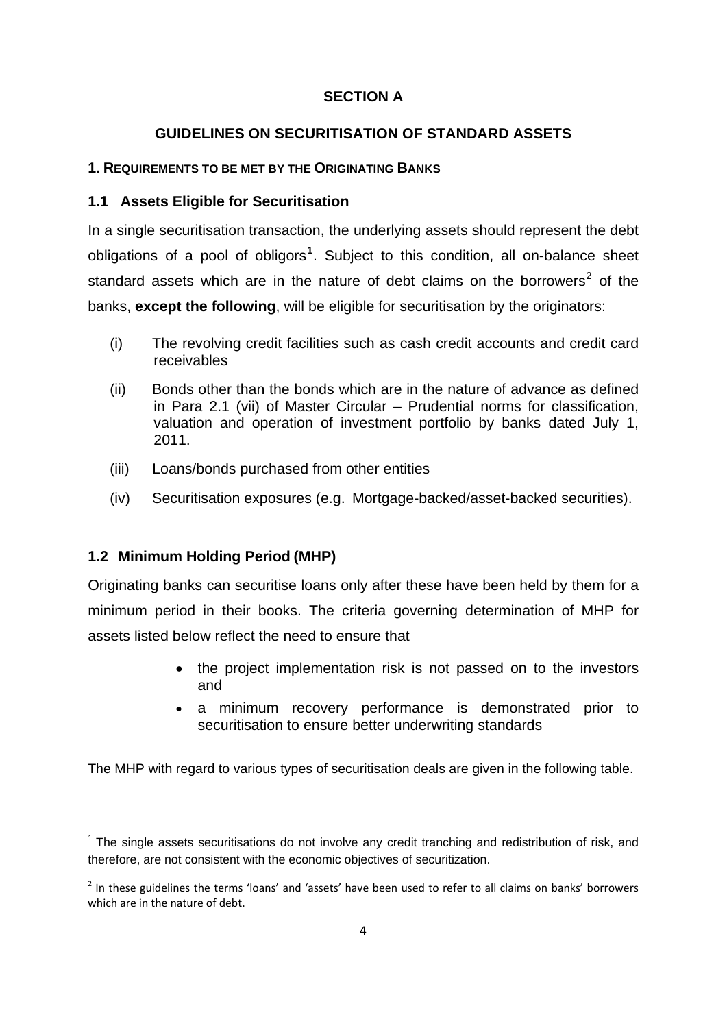## SECTION A

## GUIDELINES ON SECURITISATION OF STANDARD ASSETS

### 1. REQUIREMENTS TO BE MET BY THE ORIGINATING BANKS

### 1.1 Assets Eligible for Securitisation

In a single securitisation transaction, the underlying assets should represent the debt obligations of a pool of obligors[1]. Subject to this condition, all on-balance sheet standard assets which are in the nature of debt claims on the borrowers[2] of the banks, **except the following**, will be eligible for securitisation by the originators:

(i) The revolving credit facilities such as cash credit accounts and credit card receivables

(ii) Bonds other than the bonds which are in the nature of advance as defined in Para 2.1 (vii) of Master Circular – Prudential norms for classification, valuation and operation of investment portfolio by banks dated July 1, 2011.

(iii) Loans/bonds purchased from other entities

(iv) Securitisation exposures (e.g. Mortgage-backed/asset-backed securities).

### 1.2 Minimum Holding Period (MHP)

Originating banks can securitise loans only after these have been held by them for a minimum period in their books. The criteria governing determination of MHP for assets listed below reflect the need to ensure that

- the project implementation risk is not passed on to the investors and
- a minimum recovery performance is demonstrated prior to securitisation to ensure better underwriting standards

The MHP with regard to various types of securitisation deals are given in the following table.

---

[1] The single assets securitisations do not involve any credit tranching and redistribution of risk, and therefore, are not consistent with the economic objectives of securitization.

[2] In these guidelines the terms 'loans' and 'assets' have been used to refer to all claims on banks' borrowers which are in the nature of debt.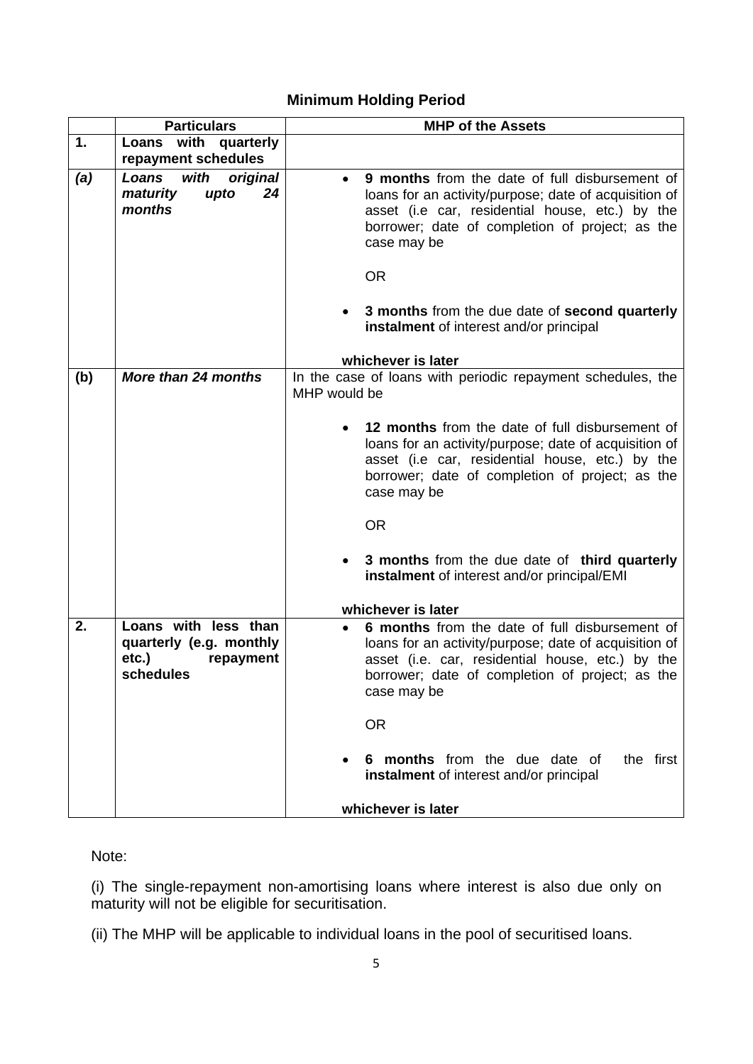## Minimum Holding Period

| | Particulars | MHP of the Assets |
|---|---|---|
| **1.** | **Loans with quarterly repayment schedules** | |
| ***(a)*** | ***Loans with original maturity upto 24 months*** | • **9 months** from the date of full disbursement of loans for an activity/purpose; date of acquisition of asset (i.e car, residential house, etc.) by the borrower; date of completion of project; as the case may be<br><br>OR<br><br>• **3 months** from the due date of **second quarterly instalment** of interest and/or principal<br><br>**whichever is later** |
| **(b)** | ***More than 24 months*** | In the case of loans with periodic repayment schedules, the MHP would be<br><br>• **12 months** from the date of full disbursement of loans for an activity/purpose; date of acquisition of asset (i.e car, residential house, etc.) by the borrower; date of completion of project; as the case may be<br><br>OR<br><br>• **3 months** from the due date of **third quarterly instalment** of interest and/or principal/EMI<br><br>**whichever is later** |
| **2.** | **Loans with less than quarterly (e.g. monthly etc.) repayment schedules** | • **6 months** from the date of full disbursement of loans for an activity/purpose; date of acquisition of asset (i.e. car, residential house, etc.) by the borrower; date of completion of project; as the case may be<br><br>OR<br><br>• **6 months** from the due date of the first **instalment** of interest and/or principal<br><br>**whichever is later** |

Note:

(i) The single-repayment non-amortising loans where interest is also due only on maturity will not be eligible for securitisation.

(ii) The MHP will be applicable to individual loans in the pool of securitised loans.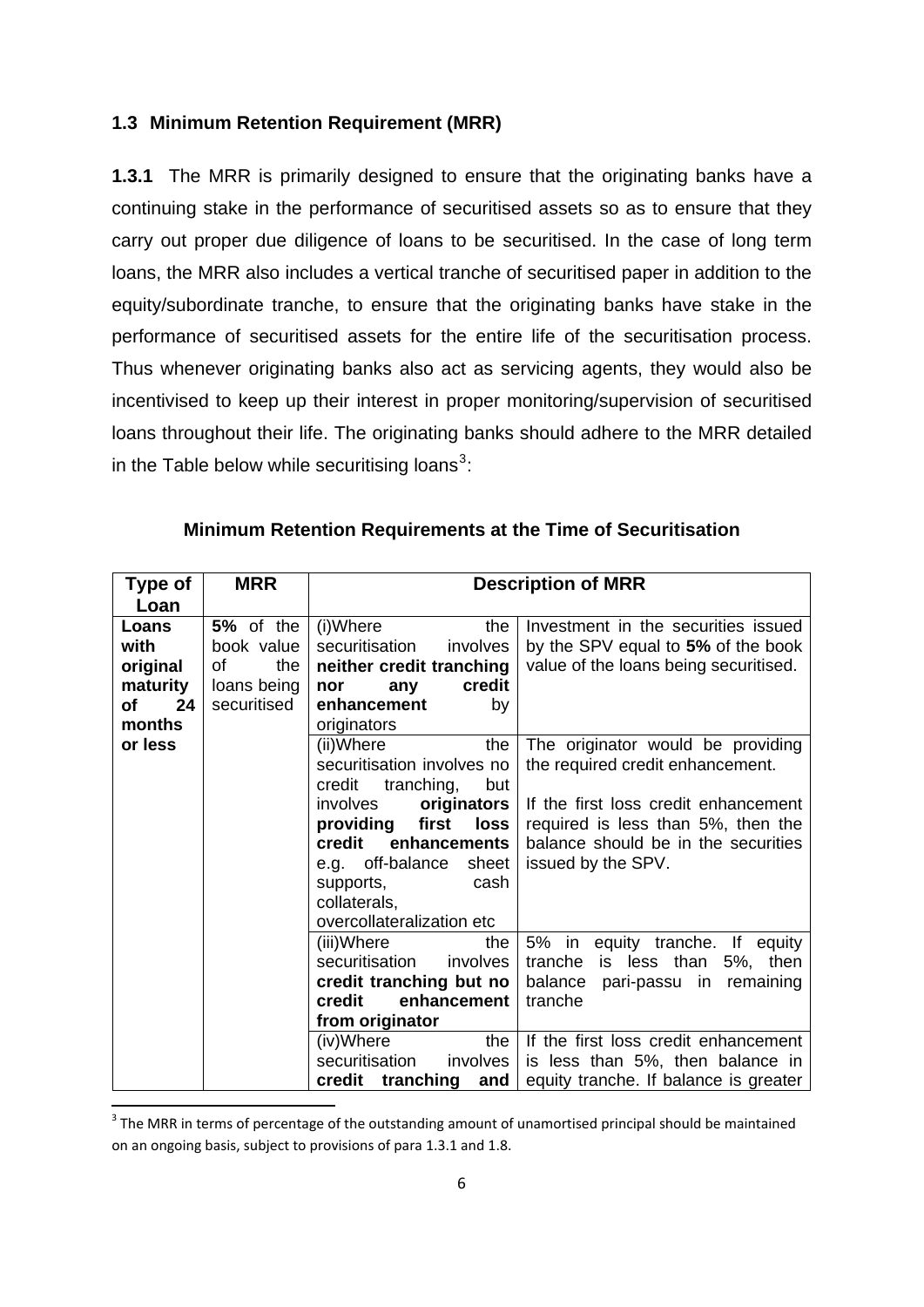### 1.3 Minimum Retention Requirement (MRR)

**1.3.1** The MRR is primarily designed to ensure that the originating banks have a continuing stake in the performance of securitised assets so as to ensure that they carry out proper due diligence of loans to be securitised. In the case of long term loans, the MRR also includes a vertical tranche of securitised paper in addition to the equity/subordinate tranche, to ensure that the originating banks have stake in the performance of securitised assets for the entire life of the securitisation process. Thus whenever originating banks also act as servicing agents, they would also be incentivised to keep up their interest in proper monitoring/supervision of securitised loans throughout their life. The originating banks should adhere to the MRR detailed in the Table below while securitising loans[3]:

**Minimum Retention Requirements at the Time of Securitisation**

| Type of Loan | MRR | Description of MRR | |
|---|---|---|---|
| **Loans with original maturity of 24 months or less** | **5%** of the book value of the loans being securitised | (i)Where the securitisation involves **neither credit tranching nor any credit enhancement** by originators | Investment in the securities issued by the SPV equal to **5%** of the book value of the loans being securitised. |
| | | (ii)Where the securitisation involves no credit tranching, but involves **originators providing first loss credit enhancements** e.g. off-balance sheet supports, cash collaterals, overcollateralization etc | The originator would be providing the required credit enhancement.<br><br>If the first loss credit enhancement required is less than 5%, then the balance should be in the securities issued by the SPV. |
| | | (iii)Where the securitisation involves **credit tranching but no credit enhancement from originator** | 5% in equity tranche. If equity tranche is less than 5%, then balance pari-passu in remaining tranche |
| | | (iv)Where the securitisation involves **credit tranching and** | If the first loss credit enhancement is less than 5%, then balance in equity tranche. If balance is greater |

[3] The MRR in terms of percentage of the outstanding amount of unamortised principal should be maintained on an ongoing basis, subject to provisions of para 1.3.1 and 1.8.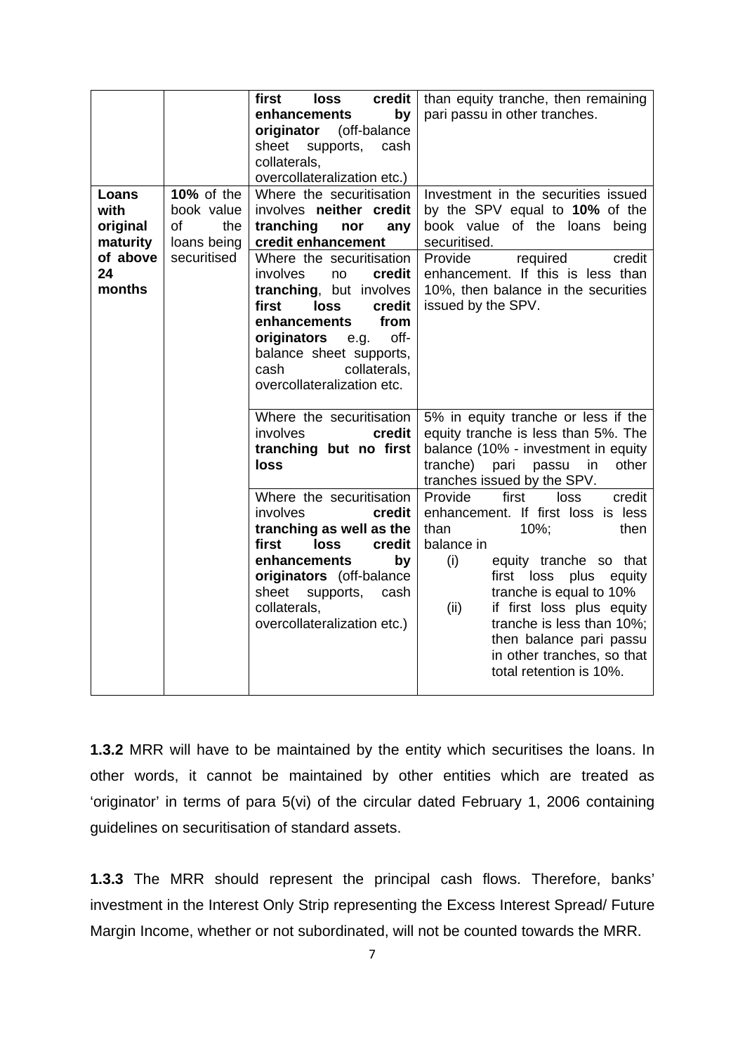| | | **first loss credit enhancements by originator** (off-balance sheet supports, cash collaterals, overcollateralization etc.) | than equity tranche, then remaining pari passu in other tranches. |
|---|---|---|---|
| **Loans with original maturity of above 24 months** | **10%** of the book value of the loans being securitised | Where the securitisation involves **neither credit tranching nor any credit enhancement** | Investment in the securities issued by the SPV equal to **10%** of the book value of the loans being securitised. |
| | | Where the securitisation involves no **credit tranching**, but involves **first loss credit enhancements from originators** e.g. off-balance sheet supports, cash collaterals, overcollateralization etc. | Provide required credit enhancement. If this is less than 10%, then balance in the securities issued by the SPV. |
| | | Where the securitisation involves **credit tranching but no first loss** | 5% in equity tranche or less if the equity tranche is less than 5%. The balance (10% - investment in equity tranche) pari passu in other tranches issued by the SPV. |
| | | Where the securitisation involves **credit tranching as well as the first loss credit enhancements by originators** (off-balance sheet supports, cash collaterals, overcollateralization etc.) | Provide first loss credit enhancement. If first loss is less than 10%; then balance in (i) equity tranche so that first loss plus equity tranche is equal to 10% (ii) if first loss plus equity tranche is less than 10%; then balance pari passu in other tranches, so that total retention is 10%. |

**1.3.2** MRR will have to be maintained by the entity which securitises the loans. In other words, it cannot be maintained by other entities which are treated as 'originator' in terms of para 5(vi) of the circular dated February 1, 2006 containing guidelines on securitisation of standard assets.

**1.3.3** The MRR should represent the principal cash flows. Therefore, banks' investment in the Interest Only Strip representing the Excess Interest Spread/ Future Margin Income, whether or not subordinated, will not be counted towards the MRR.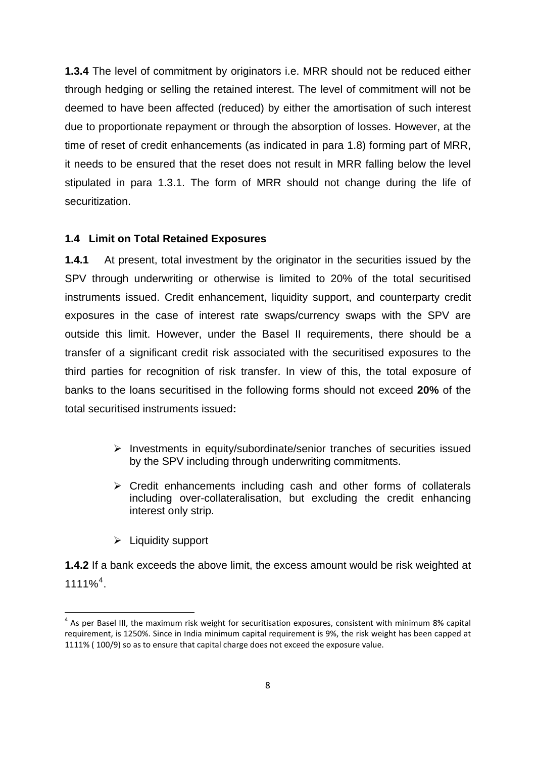**1.3.4** The level of commitment by originators i.e. MRR should not be reduced either through hedging or selling the retained interest. The level of commitment will not be deemed to have been affected (reduced) by either the amortisation of such interest due to proportionate repayment or through the absorption of losses. However, at the time of reset of credit enhancements (as indicated in para 1.8) forming part of MRR, it needs to be ensured that the reset does not result in MRR falling below the level stipulated in para 1.3.1. The form of MRR should not change during the life of securitization.

### 1.4 Limit on Total Retained Exposures

**1.4.1** At present, total investment by the originator in the securities issued by the SPV through underwriting or otherwise is limited to 20% of the total securitised instruments issued. Credit enhancement, liquidity support, and counterparty credit exposures in the case of interest rate swaps/currency swaps with the SPV are outside this limit. However, under the Basel II requirements, there should be a transfer of a significant credit risk associated with the securitised exposures to the third parties for recognition of risk transfer. In view of this, the total exposure of banks to the loans securitised in the following forms should not exceed **20%** of the total securitised instruments issued**:**

- Investments in equity/subordinate/senior tranches of securities issued by the SPV including through underwriting commitments.
- Credit enhancements including cash and other forms of collaterals including over-collateralisation, but excluding the credit enhancing interest only strip.
- Liquidity support

**1.4.2** If a bank exceeds the above limit, the excess amount would be risk weighted at 1111%[4].

---

[4] As per Basel III, the maximum risk weight for securitisation exposures, consistent with minimum 8% capital requirement, is 1250%. Since in India minimum capital requirement is 9%, the risk weight has been capped at 1111% ( 100/9) so as to ensure that capital charge does not exceed the exposure value.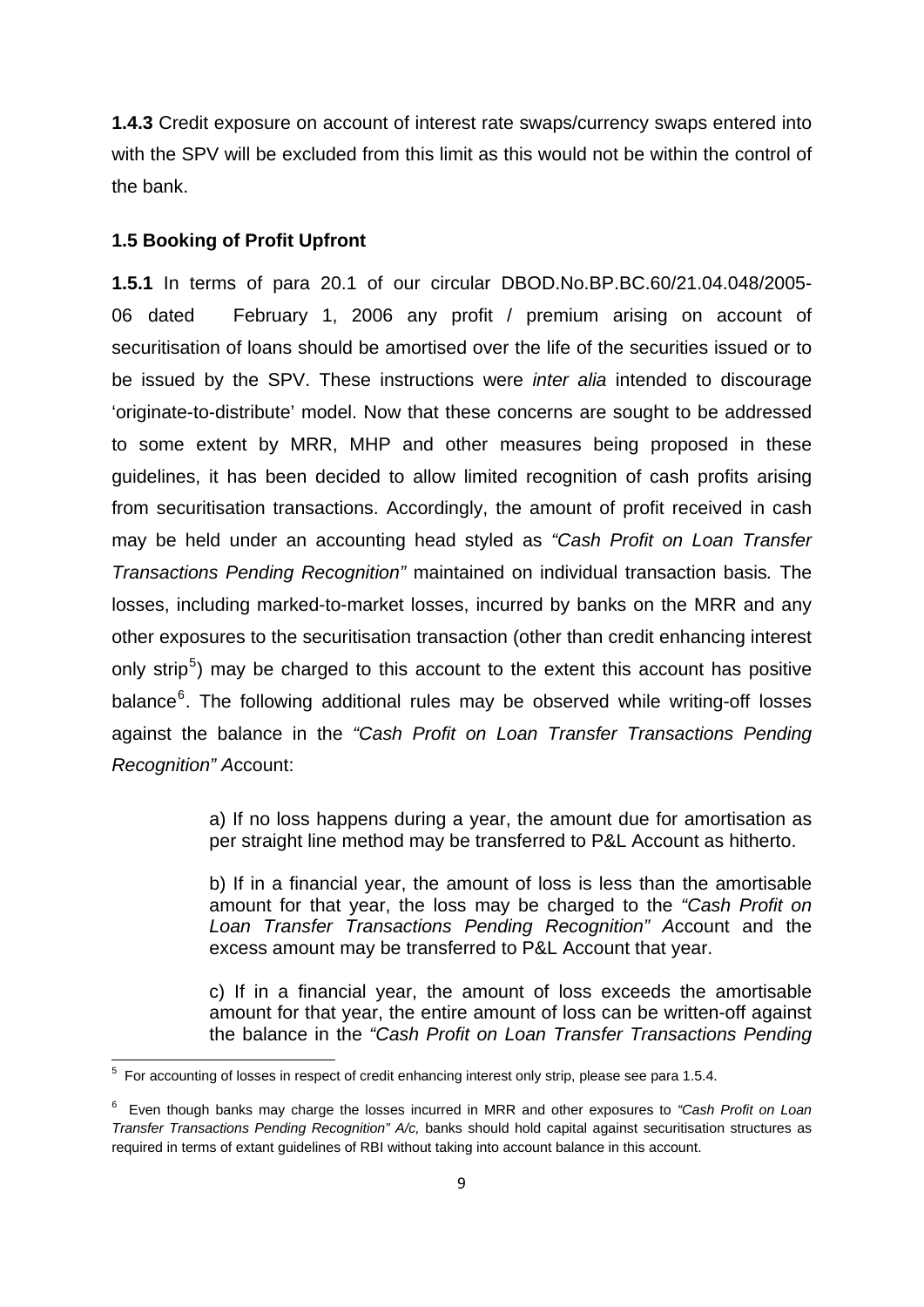**1.4.3** Credit exposure on account of interest rate swaps/currency swaps entered into with the SPV will be excluded from this limit as this would not be within the control of the bank.

### 1.5 Booking of Profit Upfront

**1.5.1** In terms of para 20.1 of our circular DBOD.No.BP.BC.60/21.04.048/2005-06 dated February 1, 2006 any profit / premium arising on account of securitisation of loans should be amortised over the life of the securities issued or to be issued by the SPV. These instructions were *inter alia* intended to discourage 'originate-to-distribute' model. Now that these concerns are sought to be addressed to some extent by MRR, MHP and other measures being proposed in these guidelines, it has been decided to allow limited recognition of cash profits arising from securitisation transactions. Accordingly, the amount of profit received in cash may be held under an accounting head styled as *"Cash Profit on Loan Transfer Transactions Pending Recognition"* maintained on individual transaction basis*.* The losses, including marked-to-market losses, incurred by banks on the MRR and any other exposures to the securitisation transaction (other than credit enhancing interest only strip[5]) may be charged to this account to the extent this account has positive balance[6]. The following additional rules may be observed while writing-off losses against the balance in the *"Cash Profit on Loan Transfer Transactions Pending Recognition" A*ccount:

> a) If no loss happens during a year, the amount due for amortisation as per straight line method may be transferred to P&L Account as hitherto.
>
> b) If in a financial year, the amount of loss is less than the amortisable amount for that year, the loss may be charged to the *"Cash Profit on Loan Transfer Transactions Pending Recognition" A*ccount and the excess amount may be transferred to P&L Account that year.
>
> c) If in a financial year, the amount of loss exceeds the amortisable amount for that year, the entire amount of loss can be written-off against the balance in the *"Cash Profit on Loan Transfer Transactions Pending*

---

[5] For accounting of losses in respect of credit enhancing interest only strip, please see para 1.5.4.

[6] Even though banks may charge the losses incurred in MRR and other exposures to *"Cash Profit on Loan Transfer Transactions Pending Recognition" A/c,* banks should hold capital against securitisation structures as required in terms of extant guidelines of RBI without taking into account balance in this account.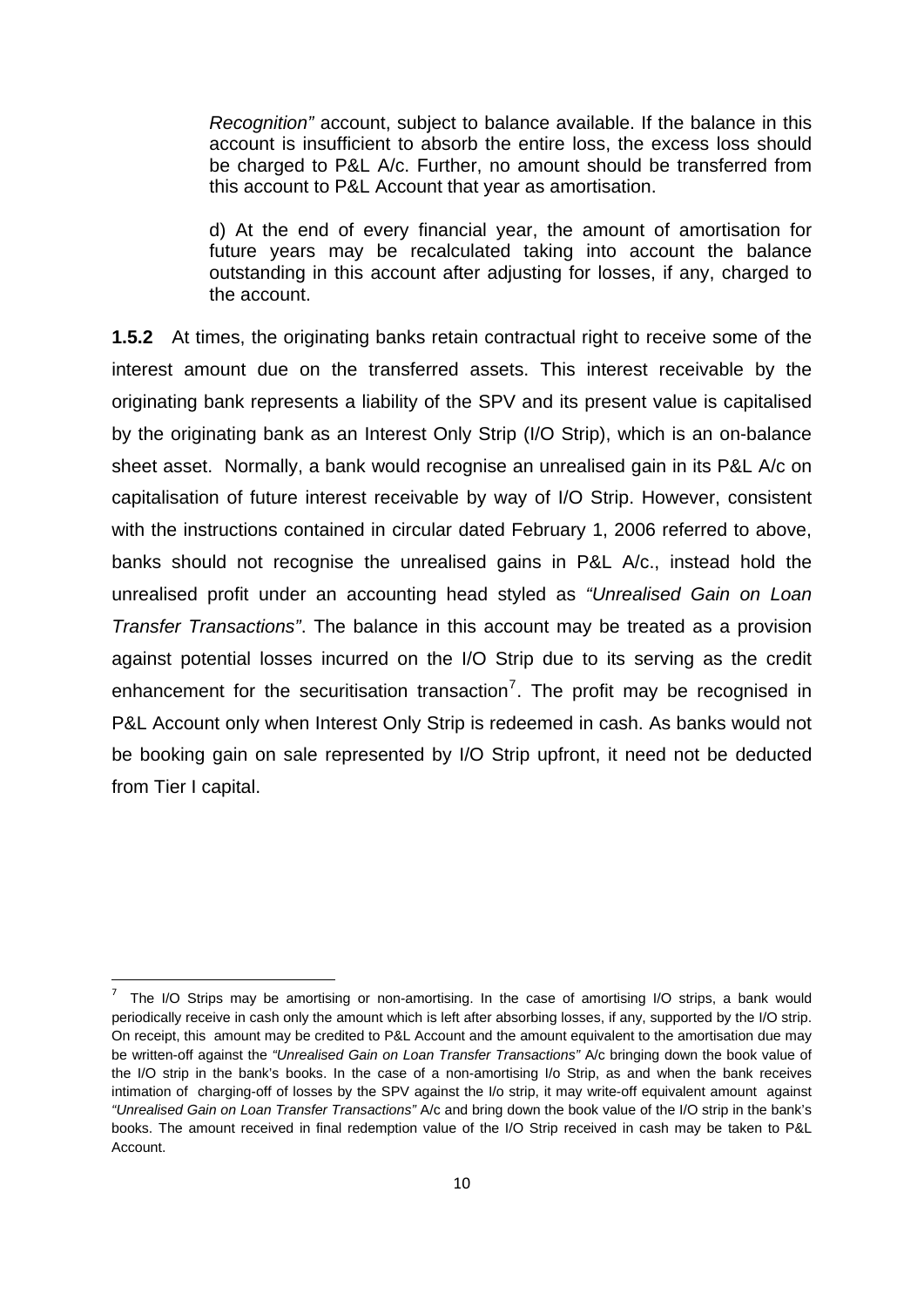*Recognition"* account, subject to balance available. If the balance in this account is insufficient to absorb the entire loss, the excess loss should be charged to P&L A/c. Further, no amount should be transferred from this account to P&L Account that year as amortisation.

d) At the end of every financial year, the amount of amortisation for future years may be recalculated taking into account the balance outstanding in this account after adjusting for losses, if any, charged to the account.

**1.5.2** At times, the originating banks retain contractual right to receive some of the interest amount due on the transferred assets. This interest receivable by the originating bank represents a liability of the SPV and its present value is capitalised by the originating bank as an Interest Only Strip (I/O Strip), which is an on-balance sheet asset. Normally, a bank would recognise an unrealised gain in its P&L A/c on capitalisation of future interest receivable by way of I/O Strip. However, consistent with the instructions contained in circular dated February 1, 2006 referred to above, banks should not recognise the unrealised gains in P&L A/c., instead hold the unrealised profit under an accounting head styled as *"Unrealised Gain on Loan Transfer Transactions"*. The balance in this account may be treated as a provision against potential losses incurred on the I/O Strip due to its serving as the credit enhancement for the securitisation transaction[7]. The profit may be recognised in P&L Account only when Interest Only Strip is redeemed in cash. As banks would not be booking gain on sale represented by I/O Strip upfront, it need not be deducted from Tier I capital.

---

[7] The I/O Strips may be amortising or non-amortising. In the case of amortising I/O strips, a bank would periodically receive in cash only the amount which is left after absorbing losses, if any, supported by the I/O strip. On receipt, this amount may be credited to P&L Account and the amount equivalent to the amortisation due may be written-off against the *"Unrealised Gain on Loan Transfer Transactions"* A/c bringing down the book value of the I/O strip in the bank's books. In the case of a non-amortising I/o Strip, as and when the bank receives intimation of charging-off of losses by the SPV against the I/o strip, it may write-off equivalent amount against *"Unrealised Gain on Loan Transfer Transactions"* A/c and bring down the book value of the I/O strip in the bank's books. The amount received in final redemption value of the I/O Strip received in cash may be taken to P&L Account.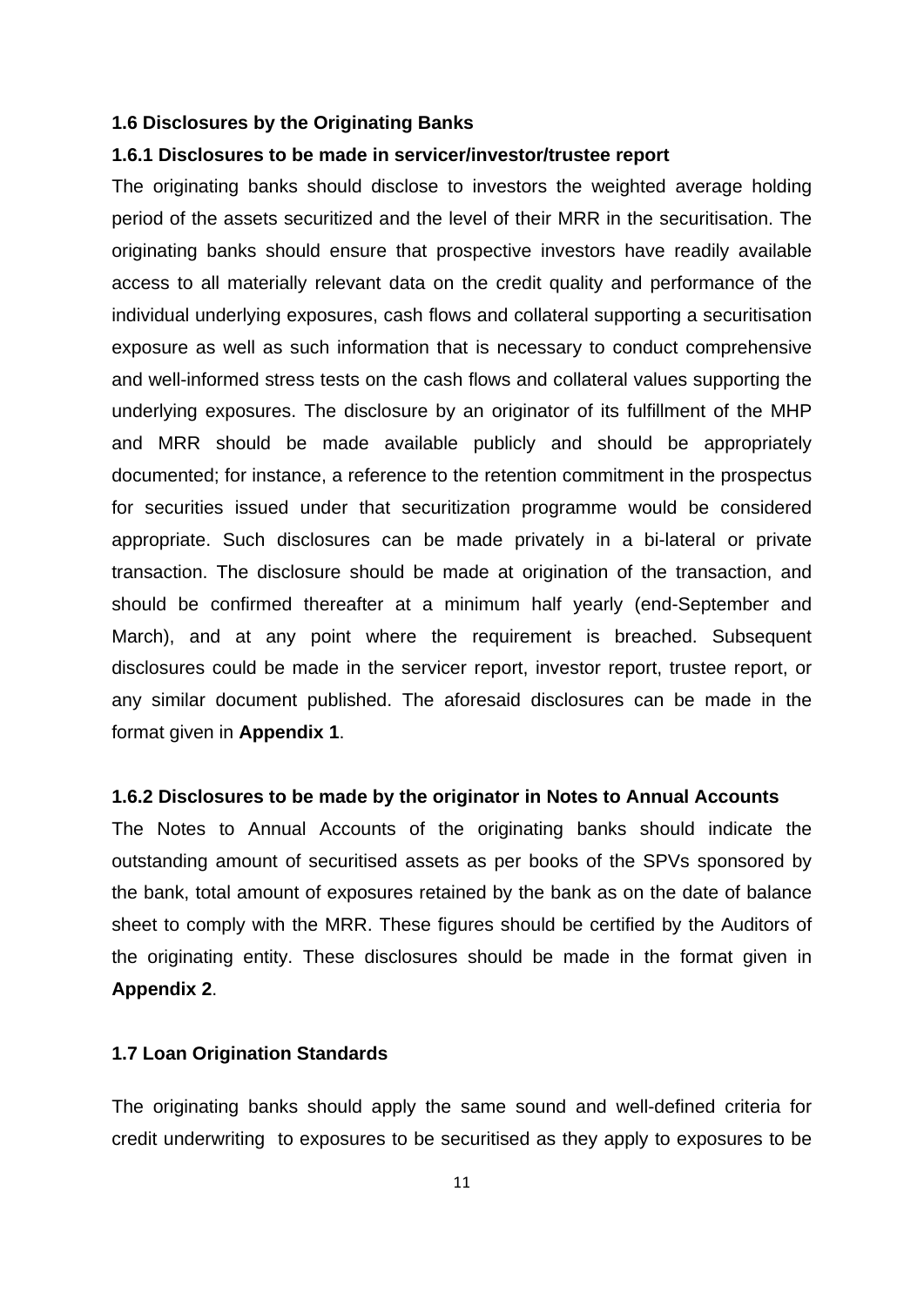### 1.6 Disclosures by the Originating Banks

#### 1.6.1 Disclosures to be made in servicer/investor/trustee report

The originating banks should disclose to investors the weighted average holding period of the assets securitized and the level of their MRR in the securitisation. The originating banks should ensure that prospective investors have readily available access to all materially relevant data on the credit quality and performance of the individual underlying exposures, cash flows and collateral supporting a securitisation exposure as well as such information that is necessary to conduct comprehensive and well-informed stress tests on the cash flows and collateral values supporting the underlying exposures. The disclosure by an originator of its fulfillment of the MHP and MRR should be made available publicly and should be appropriately documented; for instance, a reference to the retention commitment in the prospectus for securities issued under that securitization programme would be considered appropriate. Such disclosures can be made privately in a bi-lateral or private transaction. The disclosure should be made at origination of the transaction, and should be confirmed thereafter at a minimum half yearly (end-September and March), and at any point where the requirement is breached. Subsequent disclosures could be made in the servicer report, investor report, trustee report, or any similar document published. The aforesaid disclosures can be made in the format given in **Appendix 1**.

#### 1.6.2 Disclosures to be made by the originator in Notes to Annual Accounts

The Notes to Annual Accounts of the originating banks should indicate the outstanding amount of securitised assets as per books of the SPVs sponsored by the bank, total amount of exposures retained by the bank as on the date of balance sheet to comply with the MRR. These figures should be certified by the Auditors of the originating entity. These disclosures should be made in the format given in **Appendix 2**.

### 1.7 Loan Origination Standards

The originating banks should apply the same sound and well-defined criteria for credit underwriting to exposures to be securitised as they apply to exposures to be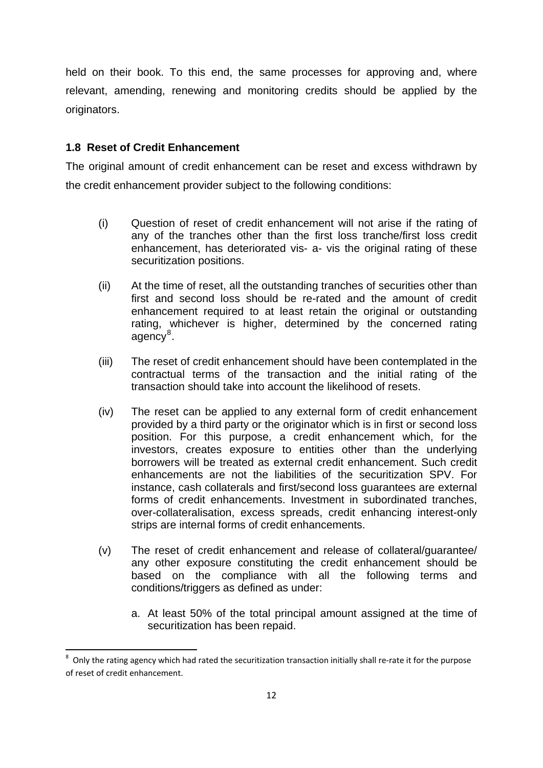held on their book. To this end, the same processes for approving and, where relevant, amending, renewing and monitoring credits should be applied by the originators.

### 1.8 Reset of Credit Enhancement

The original amount of credit enhancement can be reset and excess withdrawn by the credit enhancement provider subject to the following conditions:

(i) Question of reset of credit enhancement will not arise if the rating of any of the tranches other than the first loss tranche/first loss credit enhancement, has deteriorated vis- a- vis the original rating of these securitization positions.

(ii) At the time of reset, all the outstanding tranches of securities other than first and second loss should be re-rated and the amount of credit enhancement required to at least retain the original or outstanding rating, whichever is higher, determined by the concerned rating agency[8].

(iii) The reset of credit enhancement should have been contemplated in the contractual terms of the transaction and the initial rating of the transaction should take into account the likelihood of resets.

(iv) The reset can be applied to any external form of credit enhancement provided by a third party or the originator which is in first or second loss position. For this purpose, a credit enhancement which, for the investors, creates exposure to entities other than the underlying borrowers will be treated as external credit enhancement. Such credit enhancements are not the liabilities of the securitization SPV. For instance, cash collaterals and first/second loss guarantees are external forms of credit enhancements. Investment in subordinated tranches, over-collateralisation, excess spreads, credit enhancing interest-only strips are internal forms of credit enhancements.

(v) The reset of credit enhancement and release of collateral/guarantee/ any other exposure constituting the credit enhancement should be based on the compliance with all the following terms and conditions/triggers as defined as under:

   a. At least 50% of the total principal amount assigned at the time of securitization has been repaid.

---

[8] Only the rating agency which had rated the securitization transaction initially shall re-rate it for the purpose of reset of credit enhancement.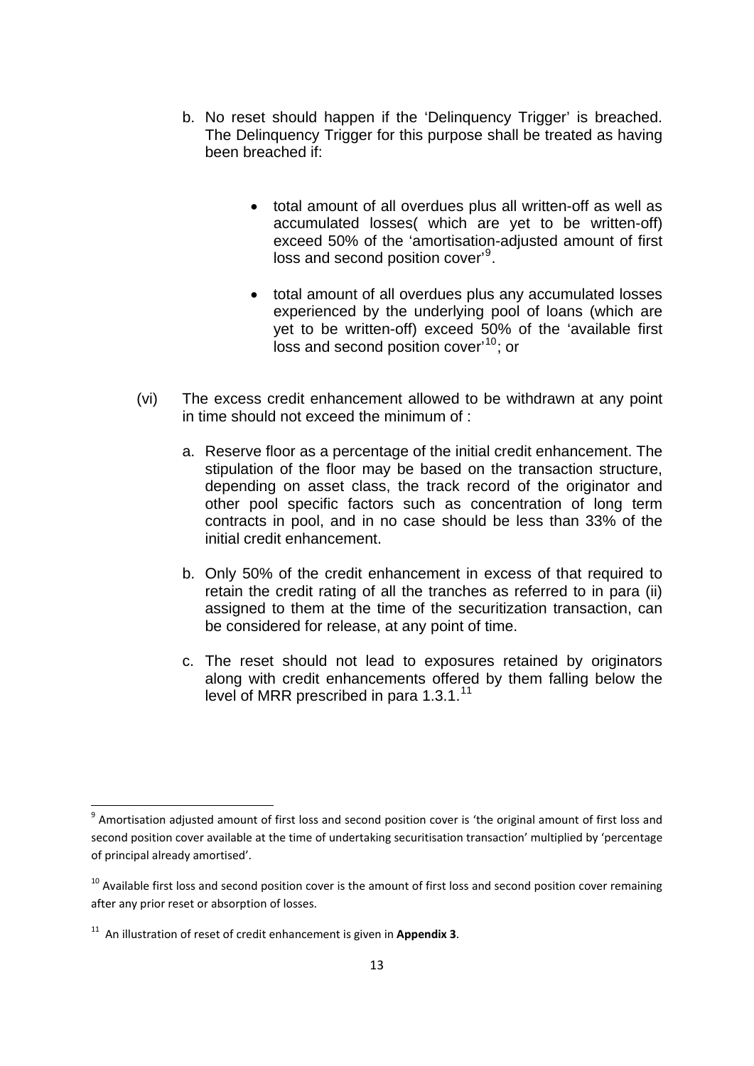b. No reset should happen if the 'Delinquency Trigger' is breached. The Delinquency Trigger for this purpose shall be treated as having been breached if:

- total amount of all overdues plus all written-off as well as accumulated losses( which are yet to be written-off) exceed 50% of the 'amortisation-adjusted amount of first loss and second position cover'[9].

- total amount of all overdues plus any accumulated losses experienced by the underlying pool of loans (which are yet to be written-off) exceed 50% of the 'available first loss and second position cover'[10]; or

(vi) The excess credit enhancement allowed to be withdrawn at any point in time should not exceed the minimum of :

a. Reserve floor as a percentage of the initial credit enhancement. The stipulation of the floor may be based on the transaction structure, depending on asset class, the track record of the originator and other pool specific factors such as concentration of long term contracts in pool, and in no case should be less than 33% of the initial credit enhancement.

b. Only 50% of the credit enhancement in excess of that required to retain the credit rating of all the tranches as referred to in para (ii) assigned to them at the time of the securitization transaction, can be considered for release, at any point of time.

c. The reset should not lead to exposures retained by originators along with credit enhancements offered by them falling below the level of MRR prescribed in para 1.3.1.[11]

---

[9] Amortisation adjusted amount of first loss and second position cover is 'the original amount of first loss and second position cover available at the time of undertaking securitisation transaction' multiplied by 'percentage of principal already amortised'.

[10] Available first loss and second position cover is the amount of first loss and second position cover remaining after any prior reset or absorption of losses.

[11] An illustration of reset of credit enhancement is given in **Appendix 3**.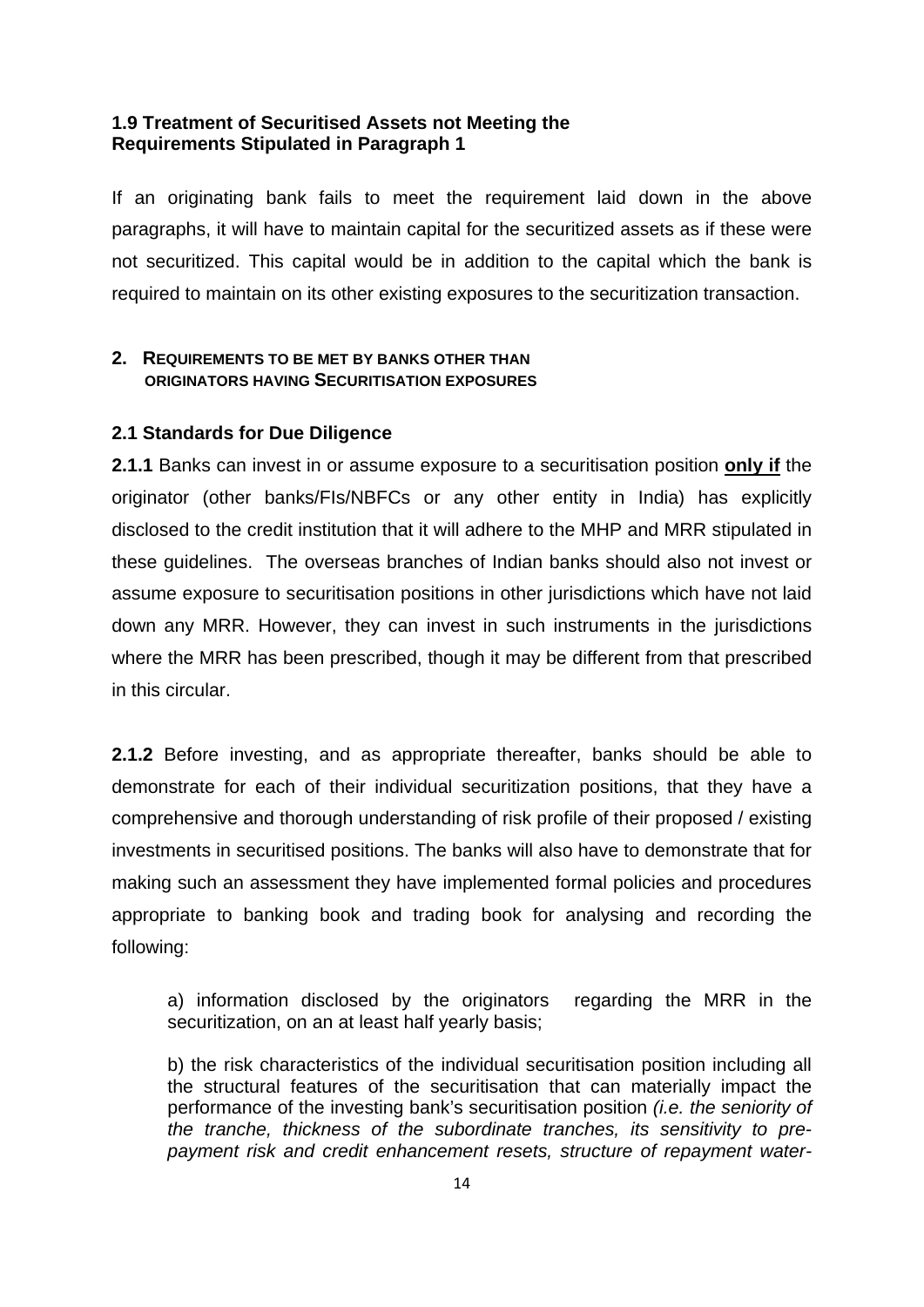### 1.9 Treatment of Securitised Assets not Meeting the Requirements Stipulated in Paragraph 1

If an originating bank fails to meet the requirement laid down in the above paragraphs, it will have to maintain capital for the securitized assets as if these were not securitized. This capital would be in addition to the capital which the bank is required to maintain on its other existing exposures to the securitization transaction.

## 2. REQUIREMENTS TO BE MET BY BANKS OTHER THAN ORIGINATORS HAVING SECURITISATION EXPOSURES

### 2.1 Standards for Due Diligence

**2.1.1** Banks can invest in or assume exposure to a securitisation position **only if** the originator (other banks/FIs/NBFCs or any other entity in India) has explicitly disclosed to the credit institution that it will adhere to the MHP and MRR stipulated in these guidelines. The overseas branches of Indian banks should also not invest or assume exposure to securitisation positions in other jurisdictions which have not laid down any MRR. However, they can invest in such instruments in the jurisdictions where the MRR has been prescribed, though it may be different from that prescribed in this circular.

**2.1.2** Before investing, and as appropriate thereafter, banks should be able to demonstrate for each of their individual securitization positions, that they have a comprehensive and thorough understanding of risk profile of their proposed / existing investments in securitised positions. The banks will also have to demonstrate that for making such an assessment they have implemented formal policies and procedures appropriate to banking book and trading book for analysing and recording the following:

a) information disclosed by the originators regarding the MRR in the securitization, on an at least half yearly basis;

b) the risk characteristics of the individual securitisation position including all the structural features of the securitisation that can materially impact the performance of the investing bank's securitisation position *(i.e. the seniority of the tranche, thickness of the subordinate tranches, its sensitivity to pre-payment risk and credit enhancement resets, structure of repayment water-*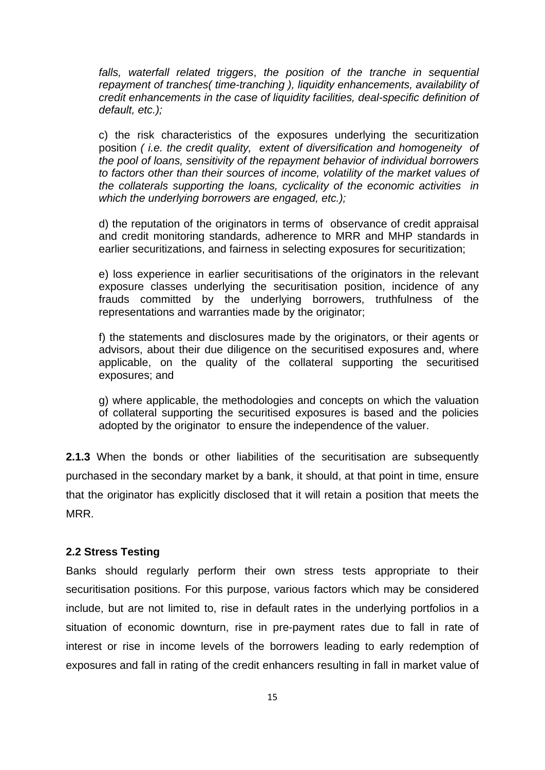*falls, waterfall related triggers*, *the position of the tranche in sequential repayment of tranches( time-tranching ), liquidity enhancements, availability of credit enhancements in the case of liquidity facilities, deal-specific definition of default, etc.);*

c) the risk characteristics of the exposures underlying the securitization position *( i.e. the credit quality, extent of diversification and homogeneity of the pool of loans, sensitivity of the repayment behavior of individual borrowers to factors other than their sources of income, volatility of the market values of the collaterals supporting the loans, cyclicality of the economic activities in which the underlying borrowers are engaged, etc.);*

d) the reputation of the originators in terms of observance of credit appraisal and credit monitoring standards, adherence to MRR and MHP standards in earlier securitizations, and fairness in selecting exposures for securitization;

e) loss experience in earlier securitisations of the originators in the relevant exposure classes underlying the securitisation position, incidence of any frauds committed by the underlying borrowers, truthfulness of the representations and warranties made by the originator;

f) the statements and disclosures made by the originators, or their agents or advisors, about their due diligence on the securitised exposures and, where applicable, on the quality of the collateral supporting the securitised exposures; and

g) where applicable, the methodologies and concepts on which the valuation of collateral supporting the securitised exposures is based and the policies adopted by the originator to ensure the independence of the valuer.

**2.1.3** When the bonds or other liabilities of the securitisation are subsequently purchased in the secondary market by a bank, it should, at that point in time, ensure that the originator has explicitly disclosed that it will retain a position that meets the MRR.

**2.2 Stress Testing**

Banks should regularly perform their own stress tests appropriate to their securitisation positions. For this purpose, various factors which may be considered include, but are not limited to, rise in default rates in the underlying portfolios in a situation of economic downturn, rise in pre-payment rates due to fall in rate of interest or rise in income levels of the borrowers leading to early redemption of exposures and fall in rating of the credit enhancers resulting in fall in market value of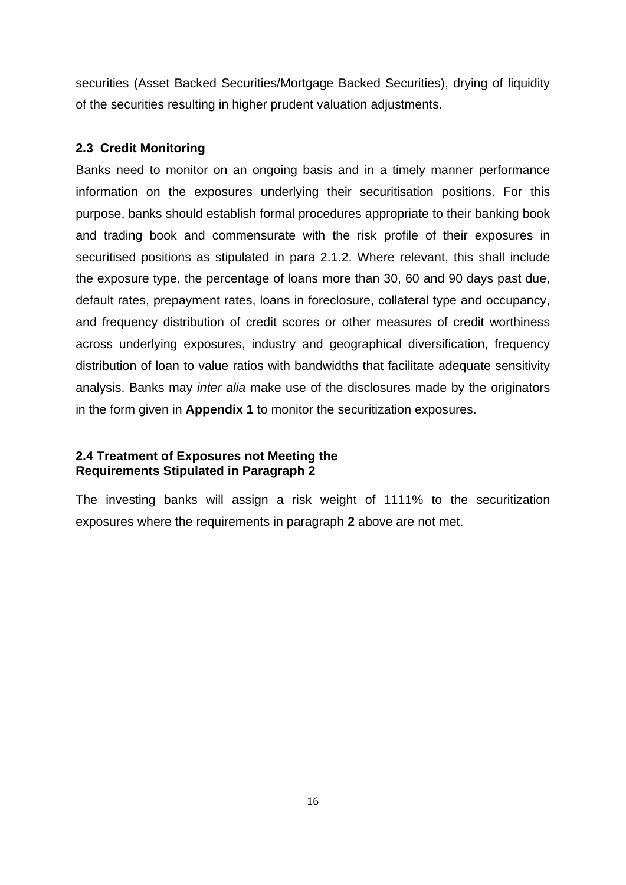securities (Asset Backed Securities/Mortgage Backed Securities), drying of liquidity of the securities resulting in higher prudent valuation adjustments.

### 2.3 Credit Monitoring

Banks need to monitor on an ongoing basis and in a timely manner performance information on the exposures underlying their securitisation positions. For this purpose, banks should establish formal procedures appropriate to their banking book and trading book and commensurate with the risk profile of their exposures in securitised positions as stipulated in para 2.1.2. Where relevant, this shall include the exposure type, the percentage of loans more than 30, 60 and 90 days past due, default rates, prepayment rates, loans in foreclosure, collateral type and occupancy, and frequency distribution of credit scores or other measures of credit worthiness across underlying exposures, industry and geographical diversification, frequency distribution of loan to value ratios with bandwidths that facilitate adequate sensitivity analysis. Banks may *inter alia* make use of the disclosures made by the originators in the form given in **Appendix 1** to monitor the securitization exposures.

### 2.4 Treatment of Exposures not Meeting the Requirements Stipulated in Paragraph 2

The investing banks will assign a risk weight of 1111% to the securitization exposures where the requirements in paragraph **2** above are not met.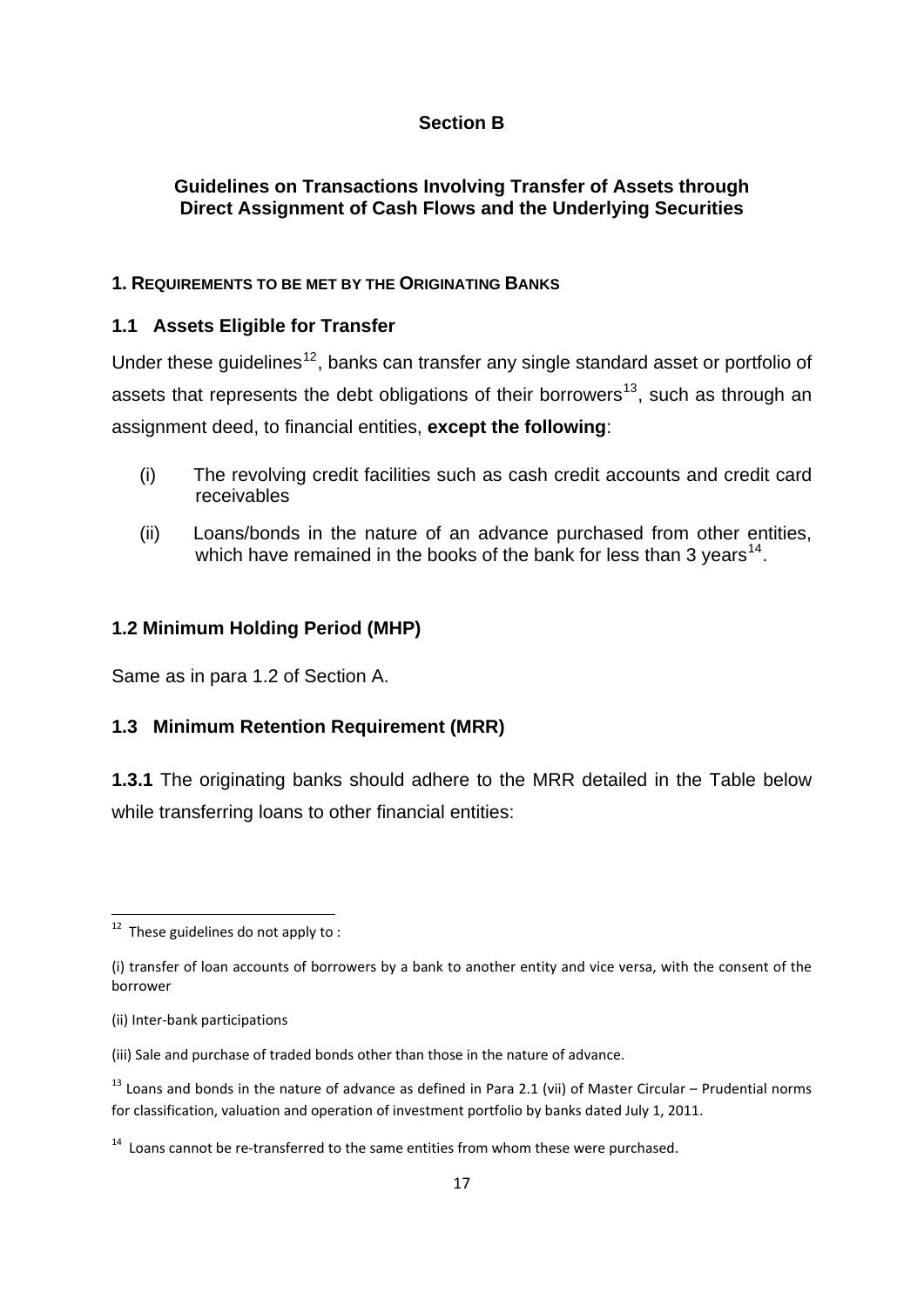## Section B

### Guidelines on Transactions Involving Transfer of Assets through Direct Assignment of Cash Flows and the Underlying Securities

#### 1. REQUIREMENTS TO BE MET BY THE ORIGINATING BANKS

#### 1.1 Assets Eligible for Transfer

Under these guidelines[12], banks can transfer any single standard asset or portfolio of assets that represents the debt obligations of their borrowers[13], such as through an assignment deed, to financial entities, **except the following**:

(i) The revolving credit facilities such as cash credit accounts and credit card receivables

(ii) Loans/bonds in the nature of an advance purchased from other entities, which have remained in the books of the bank for less than 3 years[14].

#### 1.2 Minimum Holding Period (MHP)

Same as in para 1.2 of Section A.

#### 1.3 Minimum Retention Requirement (MRR)

**1.3.1** The originating banks should adhere to the MRR detailed in the Table below while transferring loans to other financial entities:

---

[12] These guidelines do not apply to :

(i) transfer of loan accounts of borrowers by a bank to another entity and vice versa, with the consent of the borrower

(ii) Inter-bank participations

(iii) Sale and purchase of traded bonds other than those in the nature of advance.

[13] Loans and bonds in the nature of advance as defined in Para 2.1 (vii) of Master Circular – Prudential norms for classification, valuation and operation of investment portfolio by banks dated July 1, 2011.

[14] Loans cannot be re-transferred to the same entities from whom these were purchased.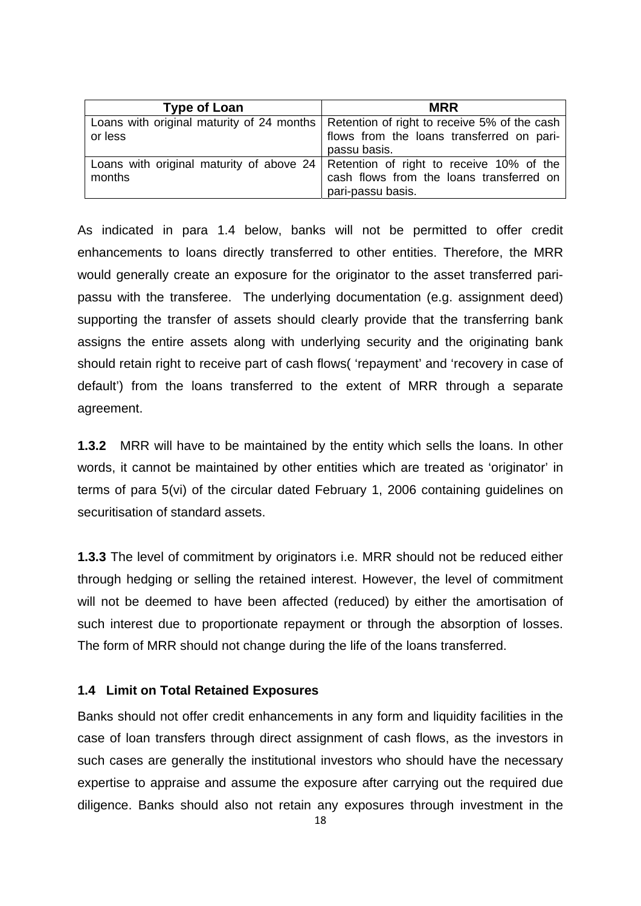| Type of Loan | MRR |
| --- | --- |
| Loans with original maturity of 24 months or less | Retention of right to receive 5% of the cash flows from the loans transferred on pari-passu basis. |
| Loans with original maturity of above 24 months | Retention of right to receive 10% of the cash flows from the loans transferred on pari-passu basis. |

As indicated in para 1.4 below, banks will not be permitted to offer credit enhancements to loans directly transferred to other entities. Therefore, the MRR would generally create an exposure for the originator to the asset transferred pari-passu with the transferee. The underlying documentation (e.g. assignment deed) supporting the transfer of assets should clearly provide that the transferring bank assigns the entire assets along with underlying security and the originating bank should retain right to receive part of cash flows( 'repayment' and 'recovery in case of default') from the loans transferred to the extent of MRR through a separate agreement.

**1.3.2** MRR will have to be maintained by the entity which sells the loans. In other words, it cannot be maintained by other entities which are treated as 'originator' in terms of para 5(vi) of the circular dated February 1, 2006 containing guidelines on securitisation of standard assets.

**1.3.3** The level of commitment by originators i.e. MRR should not be reduced either through hedging or selling the retained interest. However, the level of commitment will not be deemed to have been affected (reduced) by either the amortisation of such interest due to proportionate repayment or through the absorption of losses. The form of MRR should not change during the life of the loans transferred.

### 1.4 Limit on Total Retained Exposures

Banks should not offer credit enhancements in any form and liquidity facilities in the case of loan transfers through direct assignment of cash flows, as the investors in such cases are generally the institutional investors who should have the necessary expertise to appraise and assume the exposure after carrying out the required due diligence. Banks should also not retain any exposures through investment in the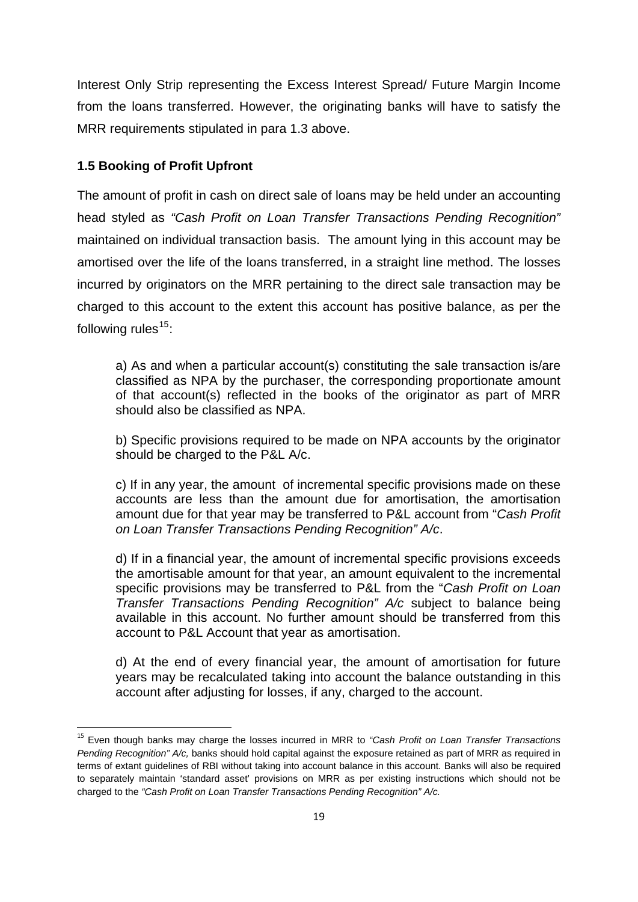Interest Only Strip representing the Excess Interest Spread/ Future Margin Income from the loans transferred. However, the originating banks will have to satisfy the MRR requirements stipulated in para 1.3 above.

**1.5 Booking of Profit Upfront**

The amount of profit in cash on direct sale of loans may be held under an accounting head styled as *"Cash Profit on Loan Transfer Transactions Pending Recognition"* maintained on individual transaction basis. The amount lying in this account may be amortised over the life of the loans transferred, in a straight line method. The losses incurred by originators on the MRR pertaining to the direct sale transaction may be charged to this account to the extent this account has positive balance, as per the following rules[15]:

a) As and when a particular account(s) constituting the sale transaction is/are classified as NPA by the purchaser, the corresponding proportionate amount of that account(s) reflected in the books of the originator as part of MRR should also be classified as NPA.

b) Specific provisions required to be made on NPA accounts by the originator should be charged to the P&L A/c.

c) If in any year, the amount of incremental specific provisions made on these accounts are less than the amount due for amortisation, the amortisation amount due for that year may be transferred to P&L account from "*Cash Profit on Loan Transfer Transactions Pending Recognition" A/c*.

d) If in a financial year, the amount of incremental specific provisions exceeds the amortisable amount for that year, an amount equivalent to the incremental specific provisions may be transferred to P&L from the "*Cash Profit on Loan Transfer Transactions Pending Recognition" A/c* subject to balance being available in this account. No further amount should be transferred from this account to P&L Account that year as amortisation.

d) At the end of every financial year, the amount of amortisation for future years may be recalculated taking into account the balance outstanding in this account after adjusting for losses, if any, charged to the account.

---

[15] Even though banks may charge the losses incurred in MRR to *"Cash Profit on Loan Transfer Transactions Pending Recognition" A/c,* banks should hold capital against the exposure retained as part of MRR as required in terms of extant guidelines of RBI without taking into account balance in this account. Banks will also be required to separately maintain 'standard asset' provisions on MRR as per existing instructions which should not be charged to the *"Cash Profit on Loan Transfer Transactions Pending Recognition" A/c.*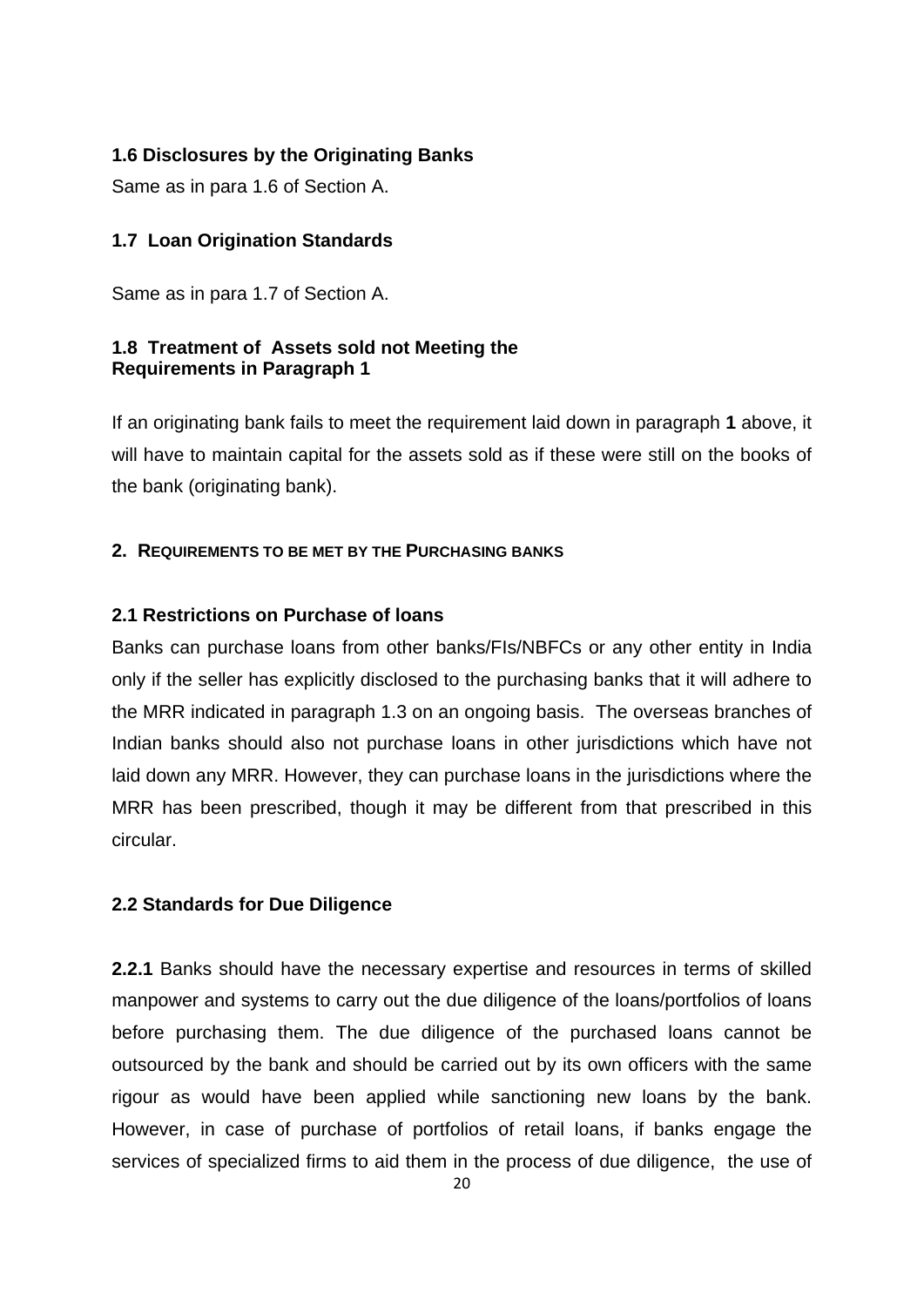### 1.6 Disclosures by the Originating Banks

Same as in para 1.6 of Section A.

### 1.7 Loan Origination Standards

Same as in para 1.7 of Section A.

### 1.8 Treatment of Assets sold not Meeting the Requirements in Paragraph 1

If an originating bank fails to meet the requirement laid down in paragraph **1** above, it will have to maintain capital for the assets sold as if these were still on the books of the bank (originating bank).

## 2. REQUIREMENTS TO BE MET BY THE PURCHASING BANKS

### 2.1 Restrictions on Purchase of loans

Banks can purchase loans from other banks/FIs/NBFCs or any other entity in India only if the seller has explicitly disclosed to the purchasing banks that it will adhere to the MRR indicated in paragraph 1.3 on an ongoing basis. The overseas branches of Indian banks should also not purchase loans in other jurisdictions which have not laid down any MRR. However, they can purchase loans in the jurisdictions where the MRR has been prescribed, though it may be different from that prescribed in this circular.

### 2.2 Standards for Due Diligence

**2.2.1** Banks should have the necessary expertise and resources in terms of skilled manpower and systems to carry out the due diligence of the loans/portfolios of loans before purchasing them. The due diligence of the purchased loans cannot be outsourced by the bank and should be carried out by its own officers with the same rigour as would have been applied while sanctioning new loans by the bank. However, in case of purchase of portfolios of retail loans, if banks engage the services of specialized firms to aid them in the process of due diligence, the use of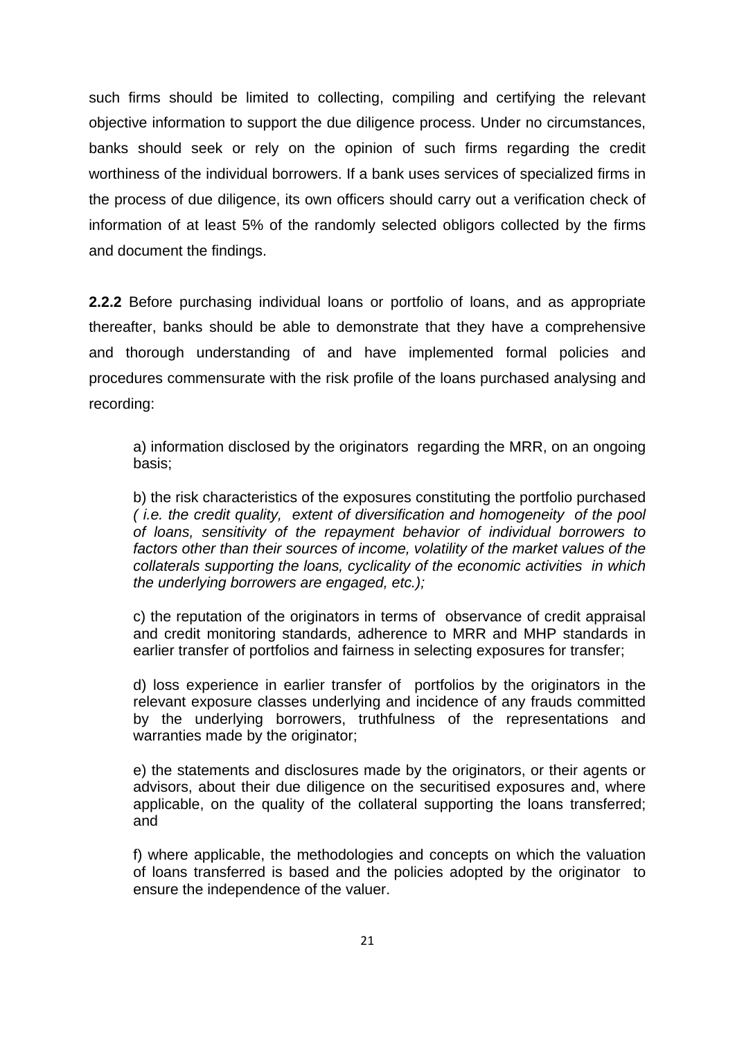such firms should be limited to collecting, compiling and certifying the relevant objective information to support the due diligence process. Under no circumstances, banks should seek or rely on the opinion of such firms regarding the credit worthiness of the individual borrowers. If a bank uses services of specialized firms in the process of due diligence, its own officers should carry out a verification check of information of at least 5% of the randomly selected obligors collected by the firms and document the findings.

**2.2.2** Before purchasing individual loans or portfolio of loans, and as appropriate thereafter, banks should be able to demonstrate that they have a comprehensive and thorough understanding of and have implemented formal policies and procedures commensurate with the risk profile of the loans purchased analysing and recording:

a) information disclosed by the originators regarding the MRR, on an ongoing basis;

b) the risk characteristics of the exposures constituting the portfolio purchased *( i.e. the credit quality, extent of diversification and homogeneity of the pool of loans, sensitivity of the repayment behavior of individual borrowers to factors other than their sources of income, volatility of the market values of the collaterals supporting the loans, cyclicality of the economic activities in which the underlying borrowers are engaged, etc.);*

c) the reputation of the originators in terms of observance of credit appraisal and credit monitoring standards, adherence to MRR and MHP standards in earlier transfer of portfolios and fairness in selecting exposures for transfer;

d) loss experience in earlier transfer of portfolios by the originators in the relevant exposure classes underlying and incidence of any frauds committed by the underlying borrowers, truthfulness of the representations and warranties made by the originator;

e) the statements and disclosures made by the originators, or their agents or advisors, about their due diligence on the securitised exposures and, where applicable, on the quality of the collateral supporting the loans transferred; and

f) where applicable, the methodologies and concepts on which the valuation of loans transferred is based and the policies adopted by the originator to ensure the independence of the valuer.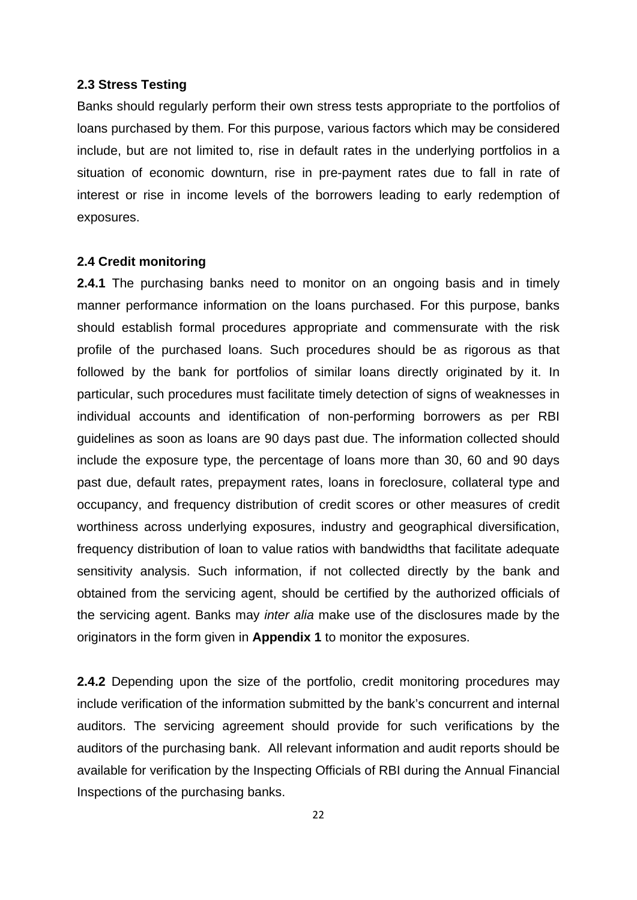### 2.3 Stress Testing

Banks should regularly perform their own stress tests appropriate to the portfolios of loans purchased by them. For this purpose, various factors which may be considered include, but are not limited to, rise in default rates in the underlying portfolios in a situation of economic downturn, rise in pre-payment rates due to fall in rate of interest or rise in income levels of the borrowers leading to early redemption of exposures.

### 2.4 Credit monitoring

**2.4.1** The purchasing banks need to monitor on an ongoing basis and in timely manner performance information on the loans purchased. For this purpose, banks should establish formal procedures appropriate and commensurate with the risk profile of the purchased loans. Such procedures should be as rigorous as that followed by the bank for portfolios of similar loans directly originated by it. In particular, such procedures must facilitate timely detection of signs of weaknesses in individual accounts and identification of non-performing borrowers as per RBI guidelines as soon as loans are 90 days past due. The information collected should include the exposure type, the percentage of loans more than 30, 60 and 90 days past due, default rates, prepayment rates, loans in foreclosure, collateral type and occupancy, and frequency distribution of credit scores or other measures of credit worthiness across underlying exposures, industry and geographical diversification, frequency distribution of loan to value ratios with bandwidths that facilitate adequate sensitivity analysis. Such information, if not collected directly by the bank and obtained from the servicing agent, should be certified by the authorized officials of the servicing agent. Banks may *inter alia* make use of the disclosures made by the originators in the form given in **Appendix 1** to monitor the exposures.

**2.4.2** Depending upon the size of the portfolio, credit monitoring procedures may include verification of the information submitted by the bank's concurrent and internal auditors. The servicing agreement should provide for such verifications by the auditors of the purchasing bank. All relevant information and audit reports should be available for verification by the Inspecting Officials of RBI during the Annual Financial Inspections of the purchasing banks.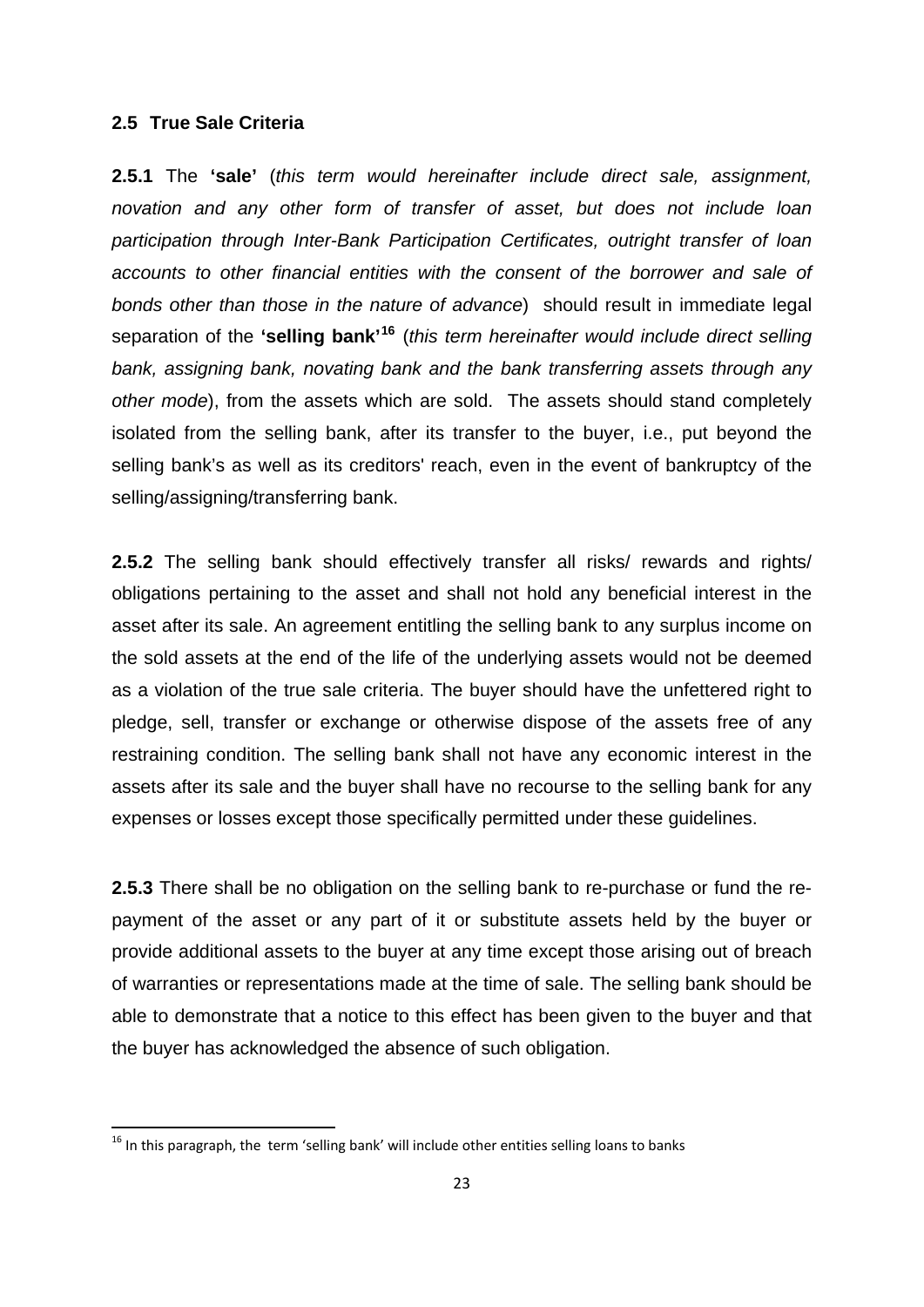### 2.5 True Sale Criteria

**2.5.1** The **'sale'** (*this term would hereinafter include direct sale, assignment, novation and any other form of transfer of asset, but does not include loan participation through Inter-Bank Participation Certificates, outright transfer of loan accounts to other financial entities with the consent of the borrower and sale of bonds other than those in the nature of advance*) should result in immediate legal separation of the **'selling bank'**[16] (*this term hereinafter would include direct selling bank, assigning bank, novating bank and the bank transferring assets through any other mode*), from the assets which are sold. The assets should stand completely isolated from the selling bank, after its transfer to the buyer, i.e., put beyond the selling bank's as well as its creditors' reach, even in the event of bankruptcy of the selling/assigning/transferring bank.

**2.5.2** The selling bank should effectively transfer all risks/ rewards and rights/ obligations pertaining to the asset and shall not hold any beneficial interest in the asset after its sale. An agreement entitling the selling bank to any surplus income on the sold assets at the end of the life of the underlying assets would not be deemed as a violation of the true sale criteria. The buyer should have the unfettered right to pledge, sell, transfer or exchange or otherwise dispose of the assets free of any restraining condition. The selling bank shall not have any economic interest in the assets after its sale and the buyer shall have no recourse to the selling bank for any expenses or losses except those specifically permitted under these guidelines.

**2.5.3** There shall be no obligation on the selling bank to re-purchase or fund the re-payment of the asset or any part of it or substitute assets held by the buyer or provide additional assets to the buyer at any time except those arising out of breach of warranties or representations made at the time of sale. The selling bank should be able to demonstrate that a notice to this effect has been given to the buyer and that the buyer has acknowledged the absence of such obligation.

---

[16] In this paragraph, the term 'selling bank' will include other entities selling loans to banks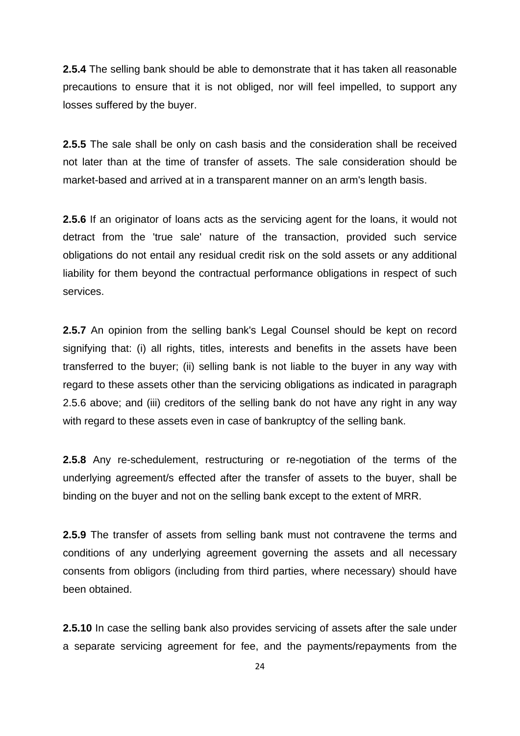**2.5.4** The selling bank should be able to demonstrate that it has taken all reasonable precautions to ensure that it is not obliged, nor will feel impelled, to support any losses suffered by the buyer.

**2.5.5** The sale shall be only on cash basis and the consideration shall be received not later than at the time of transfer of assets. The sale consideration should be market-based and arrived at in a transparent manner on an arm's length basis.

**2.5.6** If an originator of loans acts as the servicing agent for the loans, it would not detract from the 'true sale' nature of the transaction, provided such service obligations do not entail any residual credit risk on the sold assets or any additional liability for them beyond the contractual performance obligations in respect of such services.

**2.5.7** An opinion from the selling bank's Legal Counsel should be kept on record signifying that: (i) all rights, titles, interests and benefits in the assets have been transferred to the buyer; (ii) selling bank is not liable to the buyer in any way with regard to these assets other than the servicing obligations as indicated in paragraph 2.5.6 above; and (iii) creditors of the selling bank do not have any right in any way with regard to these assets even in case of bankruptcy of the selling bank.

**2.5.8** Any re-schedulement, restructuring or re-negotiation of the terms of the underlying agreement/s effected after the transfer of assets to the buyer, shall be binding on the buyer and not on the selling bank except to the extent of MRR.

**2.5.9** The transfer of assets from selling bank must not contravene the terms and conditions of any underlying agreement governing the assets and all necessary consents from obligors (including from third parties, where necessary) should have been obtained.

**2.5.10** In case the selling bank also provides servicing of assets after the sale under a separate servicing agreement for fee, and the payments/repayments from the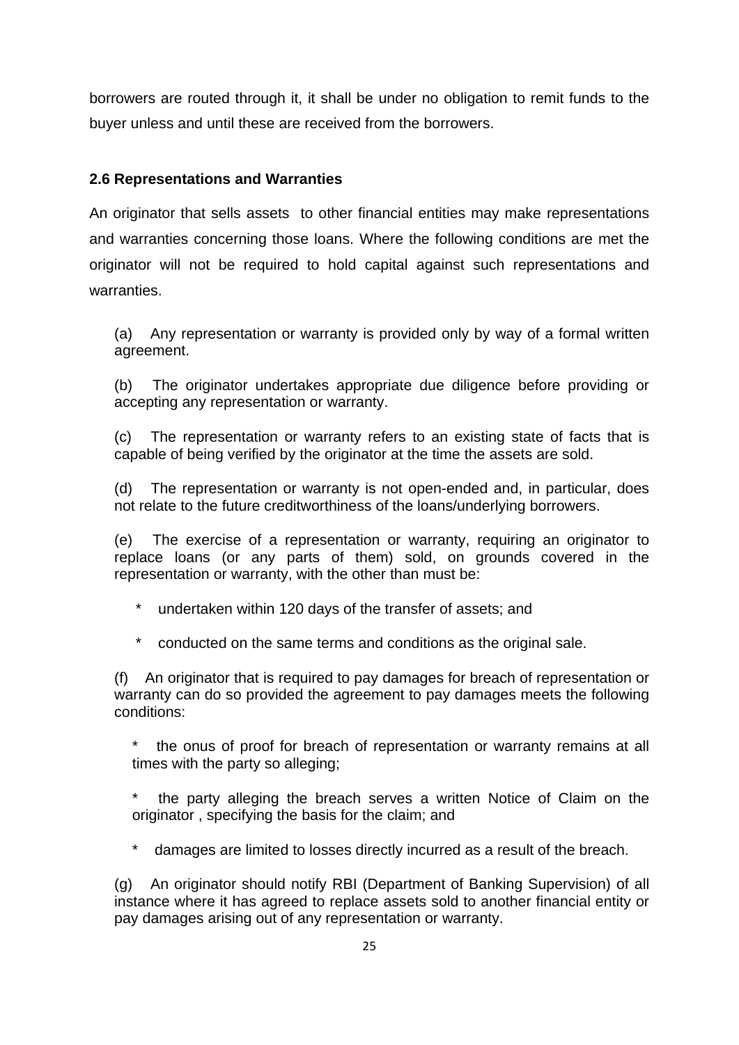borrowers are routed through it, it shall be under no obligation to remit funds to the buyer unless and until these are received from the borrowers.

### 2.6 Representations and Warranties

An originator that sells assets to other financial entities may make representations and warranties concerning those loans. Where the following conditions are met the originator will not be required to hold capital against such representations and warranties.

(a) Any representation or warranty is provided only by way of a formal written agreement.

(b) The originator undertakes appropriate due diligence before providing or accepting any representation or warranty.

(c) The representation or warranty refers to an existing state of facts that is capable of being verified by the originator at the time the assets are sold.

(d) The representation or warranty is not open-ended and, in particular, does not relate to the future creditworthiness of the loans/underlying borrowers.

(e) The exercise of a representation or warranty, requiring an originator to replace loans (or any parts of them) sold, on grounds covered in the representation or warranty, with the other than must be:

* undertaken within 120 days of the transfer of assets; and
* conducted on the same terms and conditions as the original sale.

(f) An originator that is required to pay damages for breach of representation or warranty can do so provided the agreement to pay damages meets the following conditions:

* the onus of proof for breach of representation or warranty remains at all times with the party so alleging;
* the party alleging the breach serves a written Notice of Claim on the originator , specifying the basis for the claim; and
* damages are limited to losses directly incurred as a result of the breach.

(g) An originator should notify RBI (Department of Banking Supervision) of all instance where it has agreed to replace assets sold to another financial entity or pay damages arising out of any representation or warranty.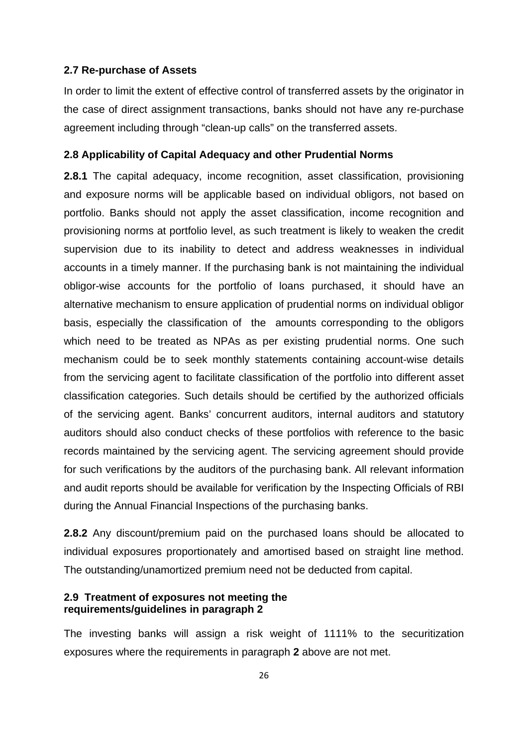### 2.7 Re-purchase of Assets

In order to limit the extent of effective control of transferred assets by the originator in the case of direct assignment transactions, banks should not have any re-purchase agreement including through "clean-up calls" on the transferred assets.

### 2.8 Applicability of Capital Adequacy and other Prudential Norms

**2.8.1** The capital adequacy, income recognition, asset classification, provisioning and exposure norms will be applicable based on individual obligors, not based on portfolio. Banks should not apply the asset classification, income recognition and provisioning norms at portfolio level, as such treatment is likely to weaken the credit supervision due to its inability to detect and address weaknesses in individual accounts in a timely manner. If the purchasing bank is not maintaining the individual obligor-wise accounts for the portfolio of loans purchased, it should have an alternative mechanism to ensure application of prudential norms on individual obligor basis, especially the classification of the amounts corresponding to the obligors which need to be treated as NPAs as per existing prudential norms. One such mechanism could be to seek monthly statements containing account-wise details from the servicing agent to facilitate classification of the portfolio into different asset classification categories. Such details should be certified by the authorized officials of the servicing agent. Banks' concurrent auditors, internal auditors and statutory auditors should also conduct checks of these portfolios with reference to the basic records maintained by the servicing agent. The servicing agreement should provide for such verifications by the auditors of the purchasing bank. All relevant information and audit reports should be available for verification by the Inspecting Officials of RBI during the Annual Financial Inspections of the purchasing banks.

**2.8.2** Any discount/premium paid on the purchased loans should be allocated to individual exposures proportionately and amortised based on straight line method. The outstanding/unamortized premium need not be deducted from capital.

### 2.9 Treatment of exposures not meeting the requirements/guidelines in paragraph 2

The investing banks will assign a risk weight of 1111% to the securitization exposures where the requirements in paragraph **2** above are not met.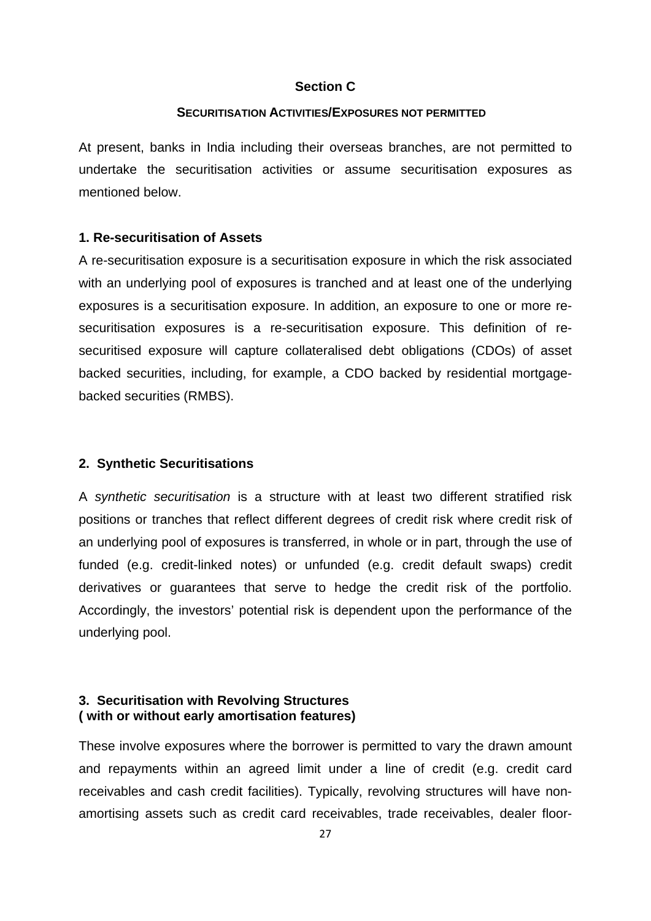## Section C

### SECURITISATION ACTIVITIES/EXPOSURES NOT PERMITTED

At present, banks in India including their overseas branches, are not permitted to undertake the securitisation activities or assume securitisation exposures as mentioned below.

### 1. Re-securitisation of Assets

A re-securitisation exposure is a securitisation exposure in which the risk associated with an underlying pool of exposures is tranched and at least one of the underlying exposures is a securitisation exposure. In addition, an exposure to one or more re-securitisation exposures is a re-securitisation exposure. This definition of re-securitised exposure will capture collateralised debt obligations (CDOs) of asset backed securities, including, for example, a CDO backed by residential mortgage-backed securities (RMBS).

### 2. Synthetic Securitisations

A *synthetic securitisation* is a structure with at least two different stratified risk positions or tranches that reflect different degrees of credit risk where credit risk of an underlying pool of exposures is transferred, in whole or in part, through the use of funded (e.g. credit-linked notes) or unfunded (e.g. credit default swaps) credit derivatives or guarantees that serve to hedge the credit risk of the portfolio. Accordingly, the investors' potential risk is dependent upon the performance of the underlying pool.

### 3. Securitisation with Revolving Structures ( with or without early amortisation features)

These involve exposures where the borrower is permitted to vary the drawn amount and repayments within an agreed limit under a line of credit (e.g. credit card receivables and cash credit facilities). Typically, revolving structures will have non-amortising assets such as credit card receivables, trade receivables, dealer floor-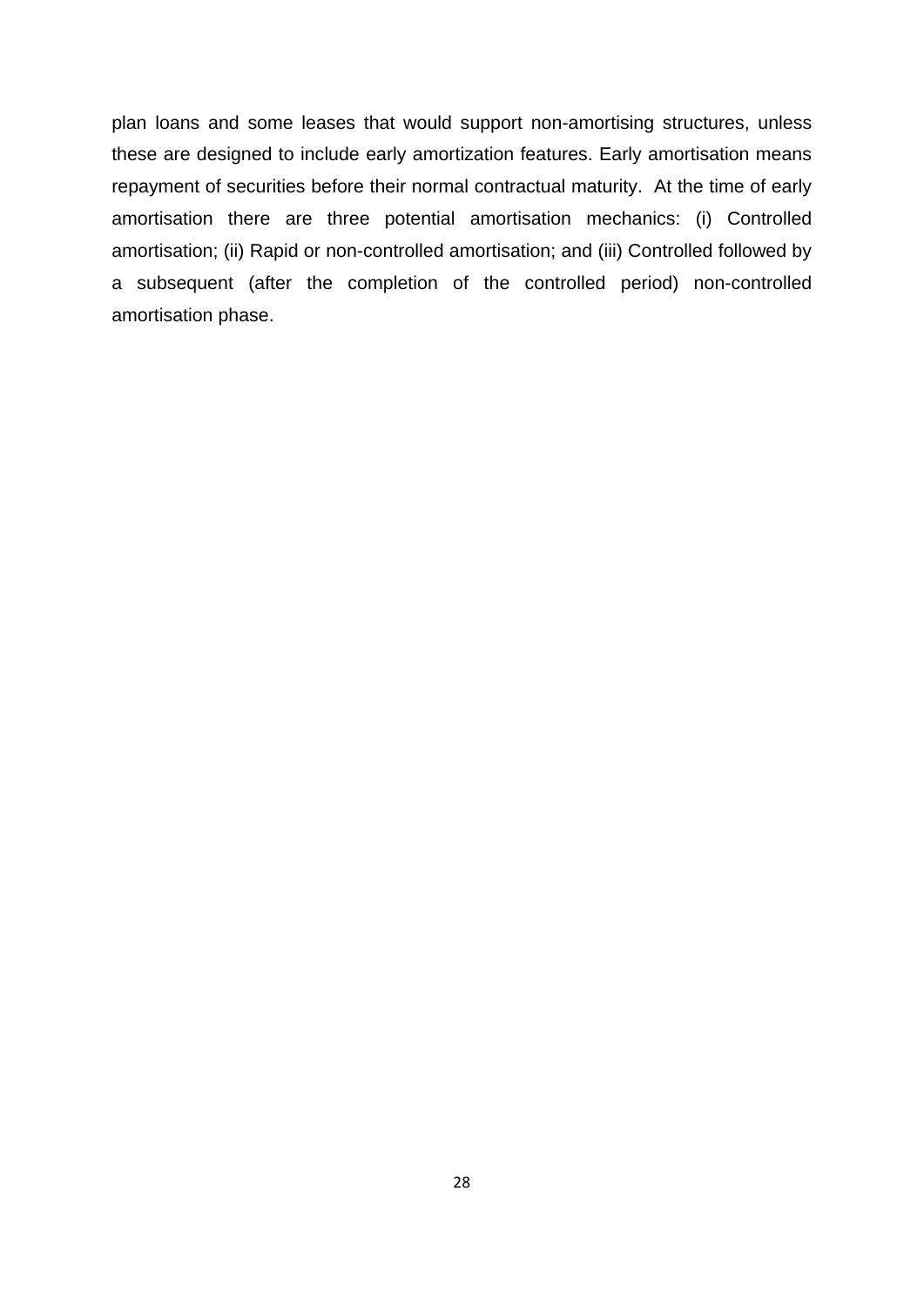plan loans and some leases that would support non-amortising structures, unless these are designed to include early amortization features. Early amortisation means repayment of securities before their normal contractual maturity. At the time of early amortisation there are three potential amortisation mechanics: (i) Controlled amortisation; (ii) Rapid or non-controlled amortisation; and (iii) Controlled followed by a subsequent (after the completion of the controlled period) non-controlled amortisation phase.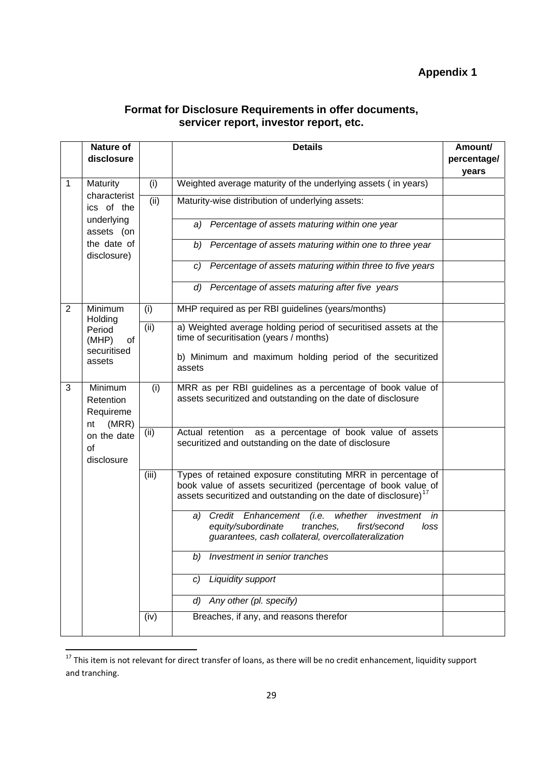**Appendix 1**

## Format for Disclosure Requirements in offer documents, servicer report, investor report, etc.

| | Nature of disclosure | | Details | Amount/ percentage/ years |
|---|---|---|---|---|
| 1 | Maturity characteristics of the underlying assets (on the date of disclosure) | (i) | Weighted average maturity of the underlying assets ( in years) | |
| | | (ii) | Maturity-wise distribution of underlying assets: | |
| | | | *a) Percentage of assets maturing within one year* | |
| | | | *b) Percentage of assets maturing within one to three year* | |
| | | | *c) Percentage of assets maturing within three to five years* | |
| | | | *d) Percentage of assets maturing after five years* | |
| 2 | Minimum Holding Period (MHP) of securitised assets | (i) | MHP required as per RBI guidelines (years/months) | |
| | | (ii) | a) Weighted average holding period of securitised assets at the time of securitisation (years / months)<br>b) Minimum and maximum holding period of the securitized assets | |
| 3 | Minimum Retention Requirement (MRR) on the date of disclosure | (i) | MRR as per RBI guidelines as a percentage of book value of assets securitized and outstanding on the date of disclosure | |
| | | (ii) | Actual retention as a percentage of book value of assets securitized and outstanding on the date of disclosure | |
| | | (iii) | Types of retained exposure constituting MRR in percentage of book value of assets securitized (percentage of book value of assets securitized and outstanding on the date of disclosure)[17] | |
| | | | *a) Credit Enhancement (i.e. whether investment in equity/subordinate tranches, first/second loss guarantees, cash collateral, overcollateralization* | |
| | | | *b) Investment in senior tranches* | |
| | | | *c) Liquidity support* | |
| | | | *d) Any other (pl. specify)* | |
| | | (iv) | Breaches, if any, and reasons therefor | |

[17] This item is not relevant for direct transfer of loans, as there will be no credit enhancement, liquidity support and tranching.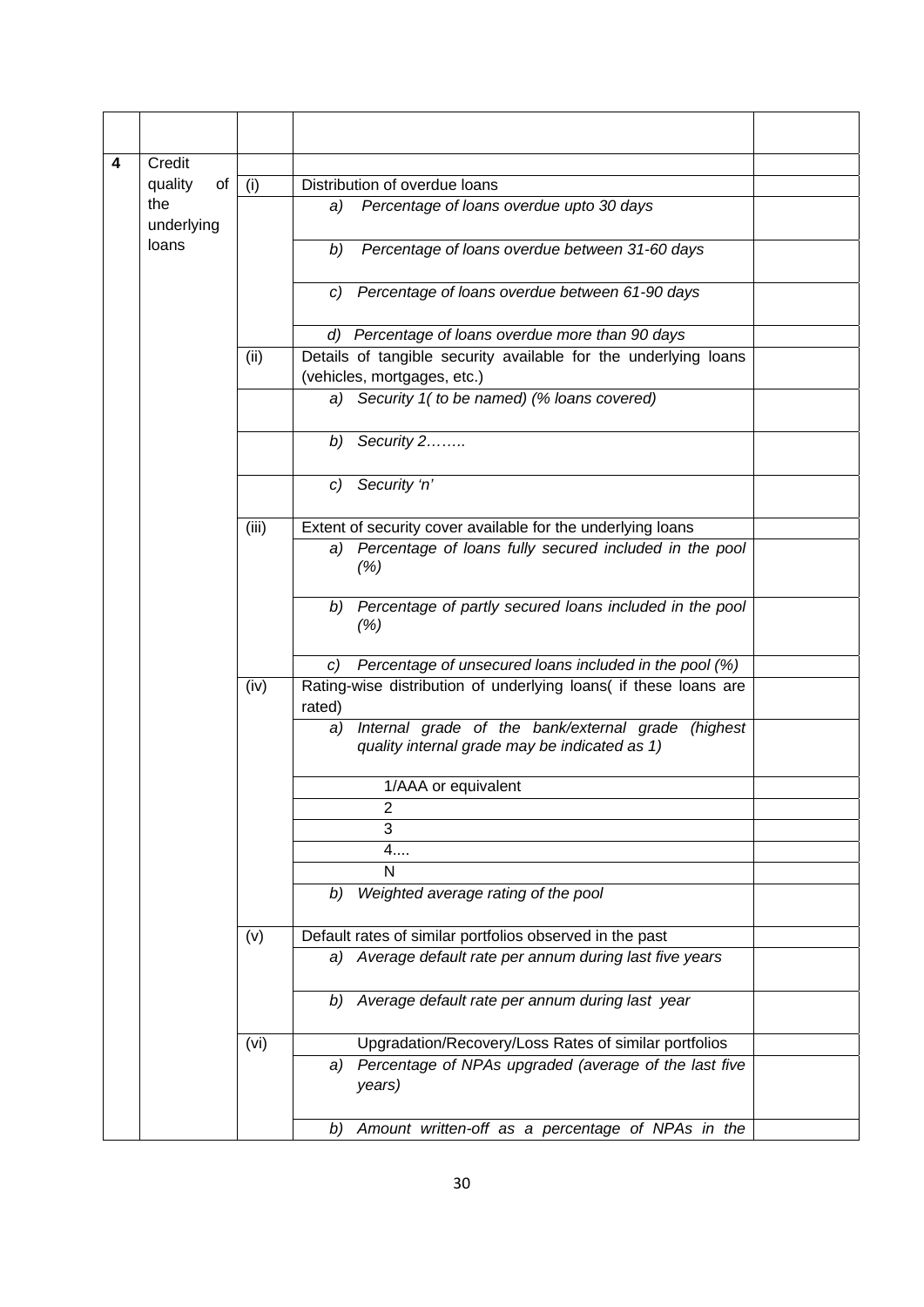| | | | | |
|---|---|---|---|---|
| | | | | |
| 4 | Credit quality of the underlying loans | | | |
| | | (i) | Distribution of overdue loans | |
| | | | *a) Percentage of loans overdue upto 30 days* | |
| | | | *b) Percentage of loans overdue between 31-60 days* | |
| | | | *c) Percentage of loans overdue between 61-90 days* | |
| | | | *d) Percentage of loans overdue more than 90 days* | |
| | | (ii) | Details of tangible security available for the underlying loans (vehicles, mortgages, etc.) | |
| | | | *a) Security 1( to be named) (% loans covered)* | |
| | | | *b) Security 2……..* | |
| | | | *c) Security 'n'* | |
| | | (iii) | Extent of security cover available for the underlying loans | |
| | | | *a) Percentage of loans fully secured included in the pool (%)* | |
| | | | *b) Percentage of partly secured loans included in the pool (%)* | |
| | | | *c) Percentage of unsecured loans included in the pool (%)* | |
| | | (iv) | Rating-wise distribution of underlying loans( if these loans are rated) | |
| | | | *a) Internal grade of the bank/external grade (highest quality internal grade may be indicated as 1)* | |
| | | | 1/AAA or equivalent | |
| | | | 2 | |
| | | | 3 | |
| | | | 4.... | |
| | | | N | |
| | | | *b) Weighted average rating of the pool* | |
| | | (v) | Default rates of similar portfolios observed in the past | |
| | | | *a) Average default rate per annum during last five years* | |
| | | | *b) Average default rate per annum during last year* | |
| | | (vi) | Upgradation/Recovery/Loss Rates of similar portfolios | |
| | | | *a) Percentage of NPAs upgraded (average of the last five years)* | |
| | | | *b) Amount written-off as a percentage of NPAs in the* | |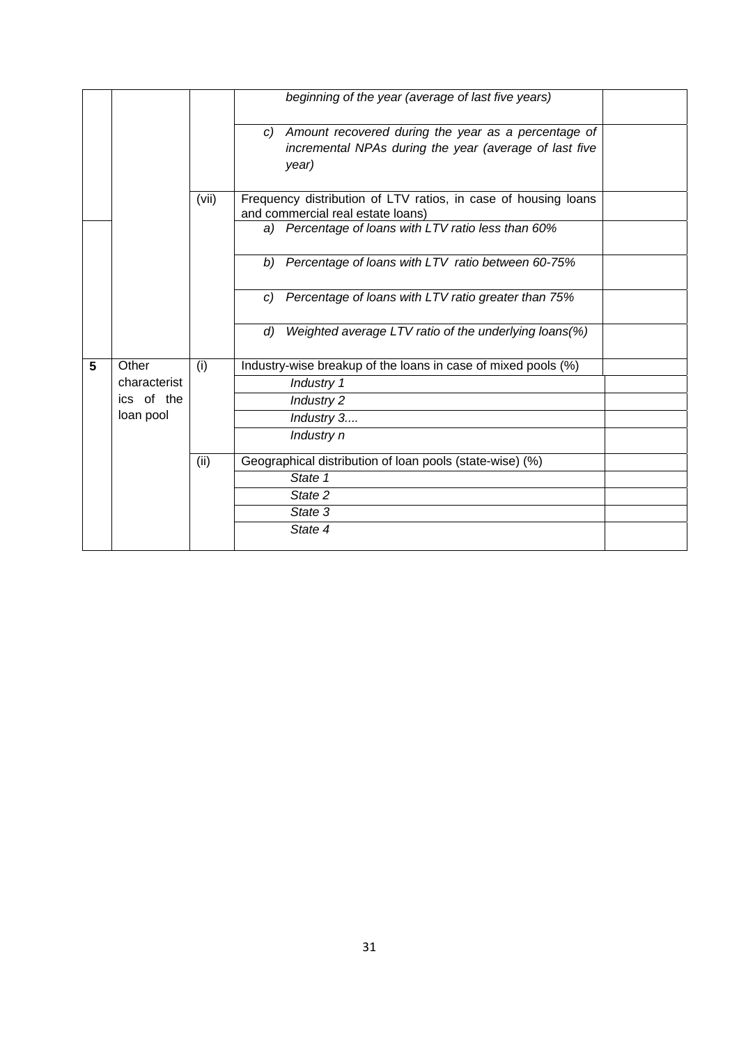| | | | | |
|---|---|---|---|---|
| | | | *beginning of the year (average of last five years)* | |
| | | | c) *Amount recovered during the year as a percentage of incremental NPAs during the year (average of last five year)* | |
| | | (vii) | Frequency distribution of LTV ratios, in case of housing loans and commercial real estate loans) | |
| | | | a) *Percentage of loans with LTV ratio less than 60%* | |
| | | | b) *Percentage of loans with LTV ratio between 60-75%* | |
| | | | c) *Percentage of loans with LTV ratio greater than 75%* | |
| | | | d) *Weighted average LTV ratio of the underlying loans(%)* | |
| **5** | Other characteristics of the loan pool | (i) | Industry-wise breakup of the loans in case of mixed pools (%) | |
| | | | *Industry 1* | |
| | | | *Industry 2* | |
| | | | *Industry 3....* | |
| | | | *Industry n* | |
| | | (ii) | Geographical distribution of loan pools (state-wise) (%) | |
| | | | *State 1* | |
| | | | *State 2* | |
| | | | *State 3* | |
| | | | *State 4* | |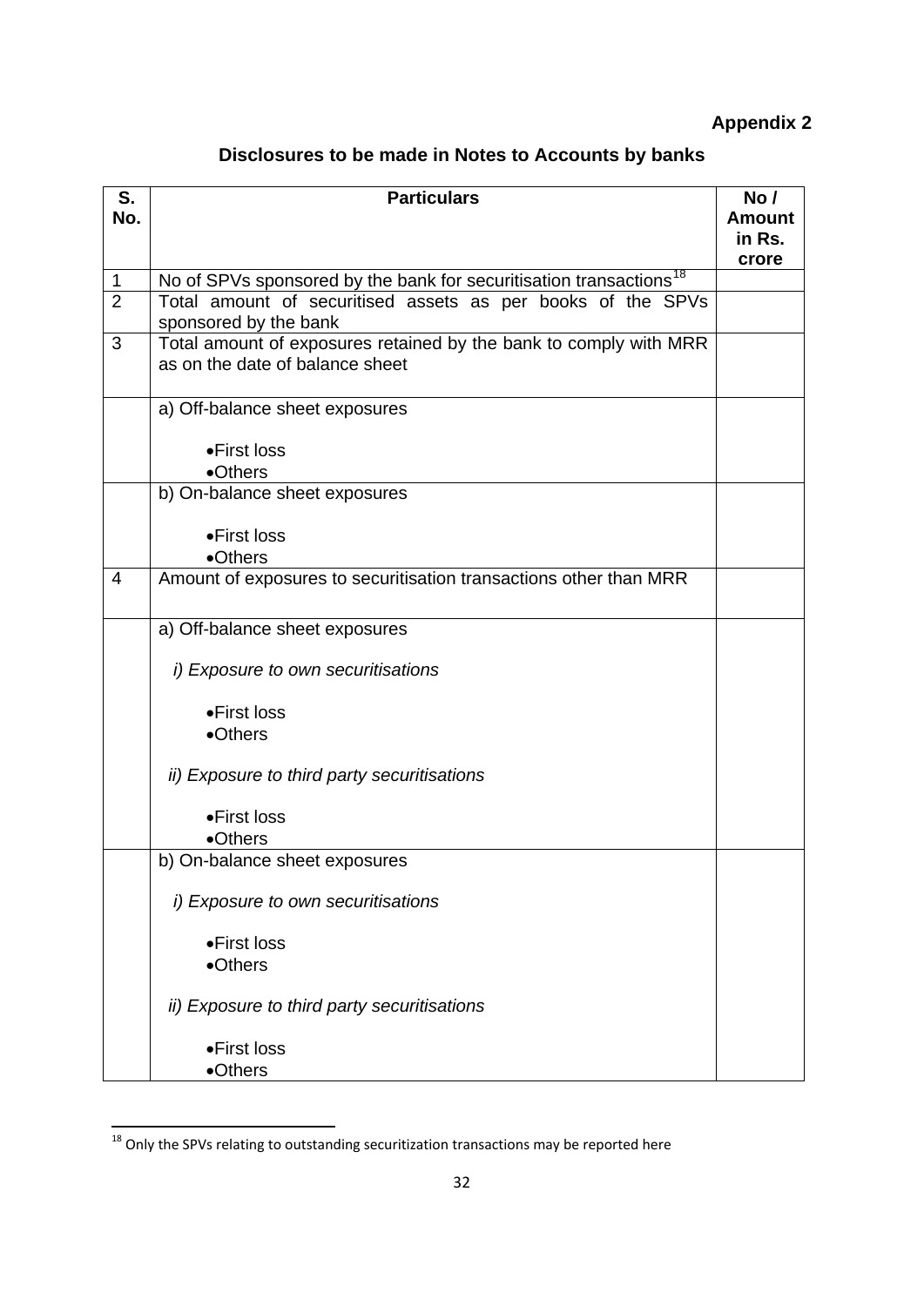**Appendix 2**

## Disclosures to be made in Notes to Accounts by banks

| S. No. | Particulars | No / Amount in Rs. crore |
|---|---|---|
| 1 | No of SPVs sponsored by the bank for securitisation transactions[18] | |
| 2 | Total amount of securitised assets as per books of the SPVs sponsored by the bank | |
| 3 | Total amount of exposures retained by the bank to comply with MRR as on the date of balance sheet | |
| | a) Off-balance sheet exposures<br>• First loss<br>• Others | |
| | b) On-balance sheet exposures<br>• First loss<br>• Others | |
| 4 | Amount of exposures to securitisation transactions other than MRR | |
| | a) Off-balance sheet exposures<br>*i) Exposure to own securitisations*<br>• First loss<br>• Others<br>*ii) Exposure to third party securitisations*<br>• First loss<br>• Others | |
| | b) On-balance sheet exposures<br>*i) Exposure to own securitisations*<br>• First loss<br>• Others<br>*ii) Exposure to third party securitisations*<br>• First loss<br>• Others | |

[18] Only the SPVs relating to outstanding securitization transactions may be reported here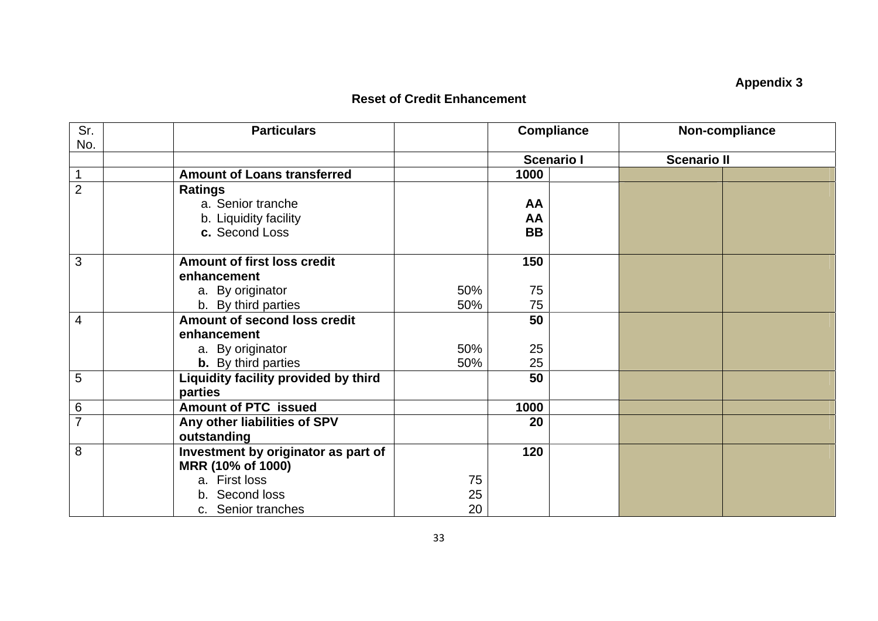**Appendix 3**

## Reset of Credit Enhancement

| Sr. No. | | Particulars | | Compliance | | Non-compliance | |
|---|---|---|---|---|---|---|---|
| | | | | Scenario I | | Scenario II | |
| 1 | | **Amount of Loans transferred** | | **1000** | | | |
| 2 | | **Ratings**<br>a. Senior tranche<br>b. Liquidity facility<br>**c.** Second Loss | | <br>**AA**<br>**AA**<br>**BB** | | | |
| 3 | | **Amount of first loss credit enhancement**<br>a. By originator<br>b. By third parties | <br><br>50%<br>50% | **150**<br><br>75<br>75 | | | |
| 4 | | **Amount of second loss credit enhancement**<br>a. By originator<br>**b.** By third parties | <br><br>50%<br>50% | **50**<br><br>25<br>25 | | | |
| 5 | | **Liquidity facility provided by third parties** | | **50** | | | |
| 6 | | **Amount of PTC issued** | | **1000** | | | |
| 7 | | **Any other liabilities of SPV outstanding** | | **20** | | | |
| 8 | | **Investment by originator as part of MRR (10% of 1000)**<br>a. First loss<br>b. Second loss<br>c. Senior tranches | <br><br>75<br>25<br>20 | **120** | | | |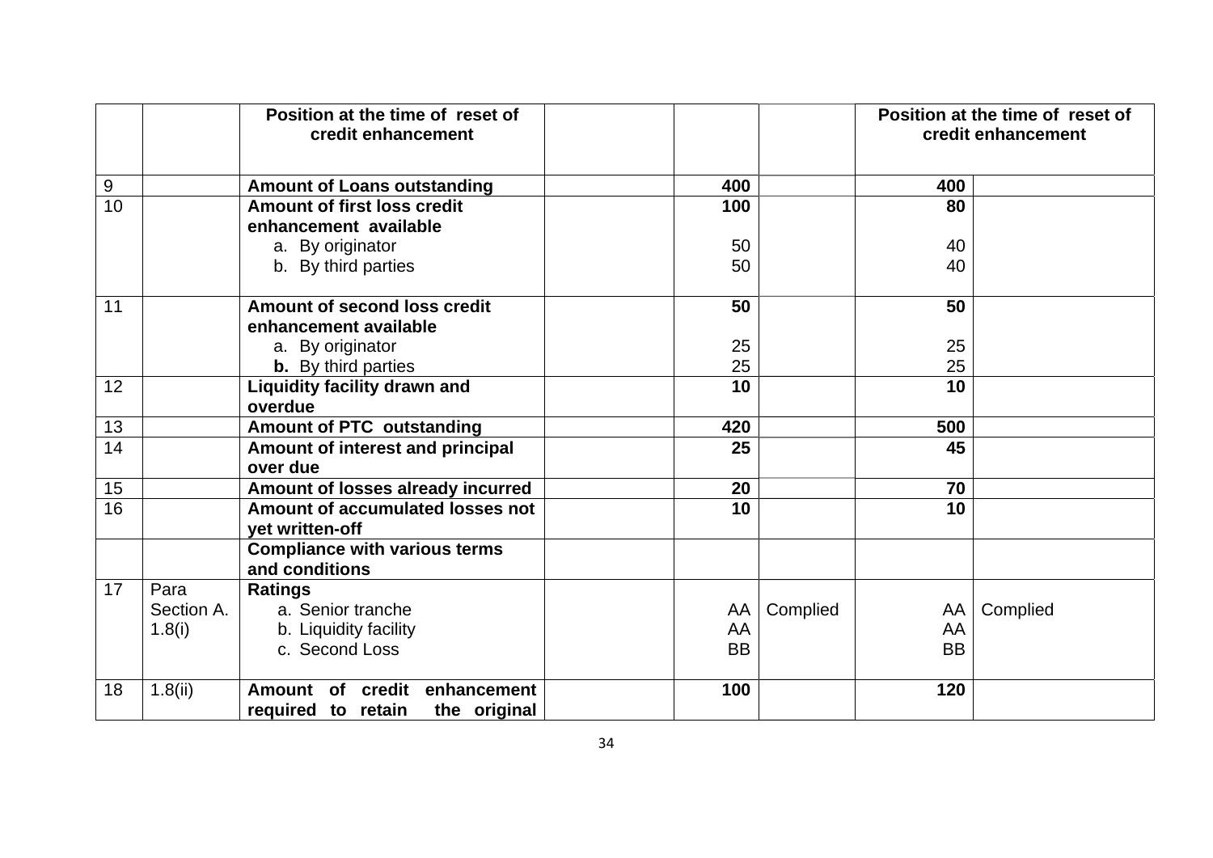| | | Position at the time of reset of credit enhancement | | | | Position at the time of reset of credit enhancement | |
|---|---|---|---|---|---|---|---|
| 9 | | **Amount of Loans outstanding** | | **400** | | **400** | |
| 10 | | **Amount of first loss credit enhancement available**<br>a. By originator<br>b. By third parties | | **100**<br><br>50<br>50 | | **80**<br><br>40<br>40 | |
| 11 | | **Amount of second loss credit enhancement available**<br>a. By originator<br>**b.** By third parties | | **50**<br><br>25<br>25 | | **50**<br><br>25<br>25 | |
| 12 | | **Liquidity facility drawn and overdue** | | **10** | | **10** | |
| 13 | | **Amount of PTC outstanding** | | **420** | | **500** | |
| 14 | | **Amount of interest and principal over due** | | **25** | | **45** | |
| 15 | | **Amount of losses already incurred** | | **20** | | **70** | |
| 16 | | **Amount of accumulated losses not yet written-off** | | **10** | | **10** | |
| | | **Compliance with various terms and conditions** | | | | | |
| 17 | Para Section A. 1.8(i) | **Ratings**<br>a. Senior tranche<br>b. Liquidity facility<br>c. Second Loss | | <br>AA<br>AA<br>BB | <br>Complied | <br>AA<br>AA<br>BB | <br>Complied |
| 18 | 1.8(ii) | **Amount of credit enhancement required to retain the original** | | **100** | | **120** | |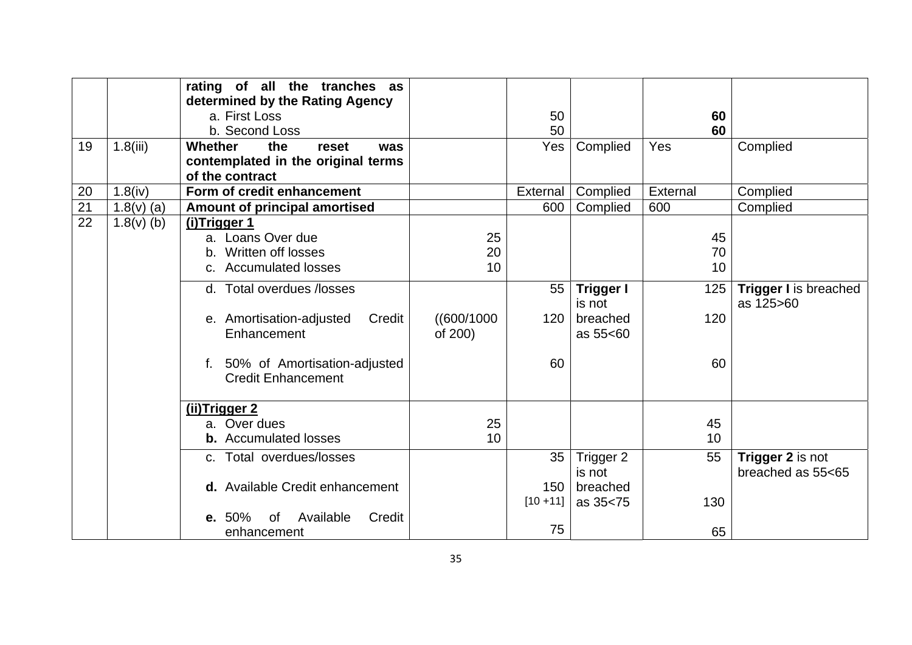| | | | | | | | |
|---|---|---|---|---|---|---|---|
| | | **rating of all the tranches as determined by the Rating Agency**<br>a. First Loss<br>b. Second Loss | | <br><br>50<br>50 | | <br><br>**60**<br>**60** | |
| 19 | 1.8(iii) | **Whether the reset was contemplated in the original terms of the contract** | | Yes | Complied | Yes | Complied |
| 20 | 1.8(iv) | **Form of credit enhancement** | | External | Complied | External | Complied |
| 21 | 1.8(v) (a) | **Amount of principal amortised** | | 600 | Complied | 600 | Complied |
| 22 | 1.8(v) (b) | **(i)Trigger 1**<br>a. Loans Over due<br>b. Written off losses<br>c. Accumulated losses | <br>25<br>20<br>10 | | | <br>45<br>70<br>10 | |
| | | d. Total overdues /losses<br><br>e. Amortisation-adjusted Credit Enhancement<br><br>f. 50% of Amortisation-adjusted Credit Enhancement | <br><br>((600/1000 of 200) | 55<br><br>120<br><br>60 | **Trigger I** is not breached as 55<60 | 125<br><br>120<br><br>60 | **Trigger I** is breached as 125>60 |
| | | **(ii)Trigger 2**<br>a. Over dues<br>**b.** Accumulated losses | <br>25<br>10 | | | <br>45<br>10 | |
| | | c. Total overdues/losses<br><br>**d.** Available Credit enhancement<br><br>**e.** 50% of Available Credit enhancement | | 35<br><br>150<br>[10 +11]<br>75 | Trigger 2 is not breached as 35<75 | 55<br><br><br>130<br>65 | **Trigger 2** is not breached as 55<65 |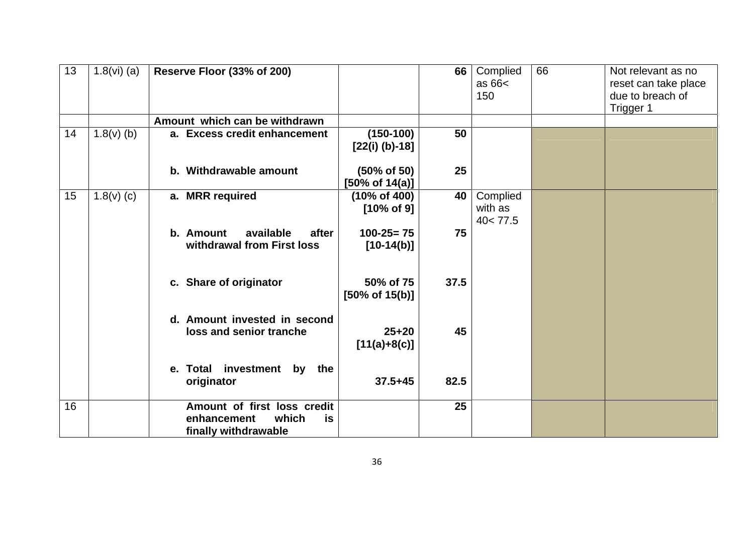| | | | | | | | |
|---|---|---|---|---|---|---|---|
| 13 | 1.8(vi) (a) | **Reserve Floor (33% of 200)** | | **66** | Complied as 66< 150 | 66 | Not relevant as no reset can take place due to breach of Trigger 1 |
| | | **Amount which can be withdrawn** | | | | | |
| 14 | 1.8(v) (b) | **a. Excess credit enhancement** | **(150-100) [22(i) (b)-18]** | **50** | | | |
| | | **b. Withdrawable amount** | **(50% of 50) [50% of 14(a)]** | **25** | | | |
| 15 | 1.8(v) (c) | **a. MRR required** | **(10% of 400) [10% of 9]** | **40** | Complied with as 40< 77.5 | | |
| | | **b. Amount available after withdrawal from First loss** | **100-25= 75 [10-14(b)]** | **75** | | | |
| | | **c. Share of originator** | **50% of 75 [50% of 15(b)]** | **37.5** | | | |
| | | **d. Amount invested in second loss and senior tranche** | **25+20 [11(a)+8(c)]** | **45** | | | |
| | | **e. Total investment by the originator** | **37.5+45** | **82.5** | | | |
| 16 | | **Amount of first loss credit enhancement which is finally withdrawable** | | **25** | | | |